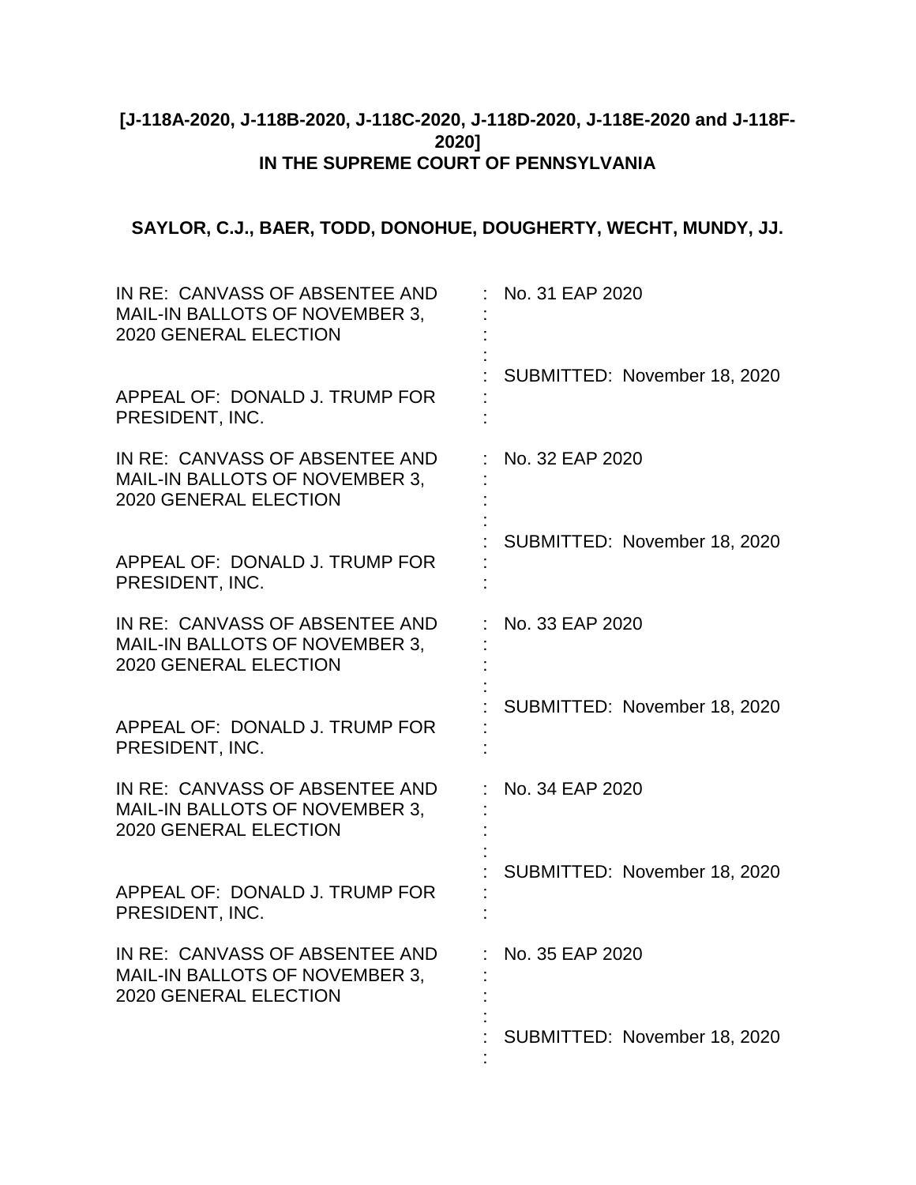**[J-118A-2020, J-118B-2020, J-118C-2020, J-118D-2020, J-118E-2020 and J-118F-2020]**
**IN THE SUPREME COURT OF PENNSYLVANIA**

**SAYLOR, C.J., BAER, TODD, DONOHUE, DOUGHERTY, WECHT, MUNDY, JJ.**

| | |
|---|---|
| IN RE: CANVASS OF ABSENTEE AND MAIL-IN BALLOTS OF NOVEMBER 3, 2020 GENERAL ELECTION<br><br>APPEAL OF: DONALD J. TRUMP FOR PRESIDENT, INC. | No. 31 EAP 2020<br><br>SUBMITTED: November 18, 2020 |
| IN RE: CANVASS OF ABSENTEE AND MAIL-IN BALLOTS OF NOVEMBER 3, 2020 GENERAL ELECTION<br><br>APPEAL OF: DONALD J. TRUMP FOR PRESIDENT, INC. | No. 32 EAP 2020<br><br>SUBMITTED: November 18, 2020 |
| IN RE: CANVASS OF ABSENTEE AND MAIL-IN BALLOTS OF NOVEMBER 3, 2020 GENERAL ELECTION<br><br>APPEAL OF: DONALD J. TRUMP FOR PRESIDENT, INC. | No. 33 EAP 2020<br><br>SUBMITTED: November 18, 2020 |
| IN RE: CANVASS OF ABSENTEE AND MAIL-IN BALLOTS OF NOVEMBER 3, 2020 GENERAL ELECTION<br><br>APPEAL OF: DONALD J. TRUMP FOR PRESIDENT, INC. | No. 34 EAP 2020<br><br>SUBMITTED: November 18, 2020 |
| IN RE: CANVASS OF ABSENTEE AND MAIL-IN BALLOTS OF NOVEMBER 3, 2020 GENERAL ELECTION | No. 35 EAP 2020<br><br>SUBMITTED: November 18, 2020 |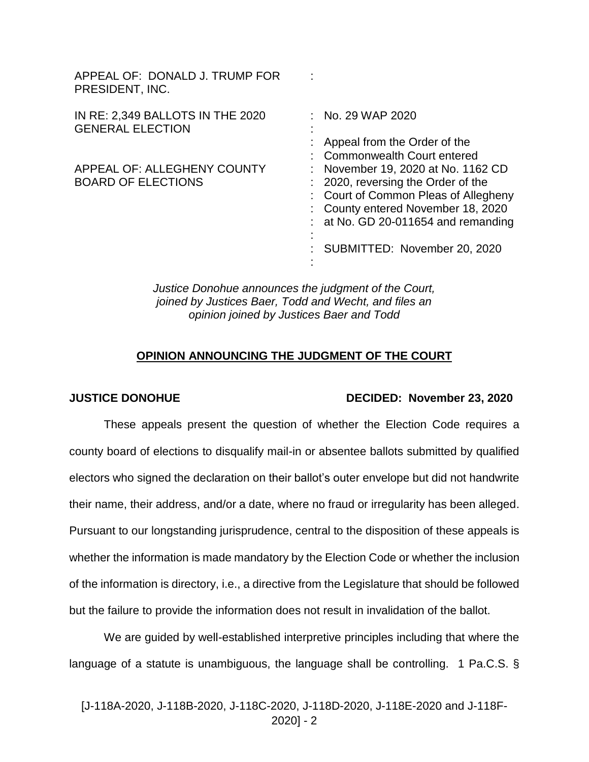APPEAL OF: DONALD J. TRUMP FOR PRESIDENT, INC.

IN RE: 2,349 BALLOTS IN THE 2020 GENERAL ELECTION

APPEAL OF: ALLEGHENY COUNTY BOARD OF ELECTIONS

: No. 29 WAP 2020

: Appeal from the Order of the Commonwealth Court entered November 19, 2020 at No. 1162 CD 2020, reversing the Order of the Court of Common Pleas of Allegheny County entered November 18, 2020 at No. GD 20-011654 and remanding

: SUBMITTED: November 20, 2020

*Justice Donohue announces the judgment of the Court, joined by Justices Baer, Todd and Wecht, and files an opinion joined by Justices Baer and Todd*

## OPINION ANNOUNCING THE JUDGMENT OF THE COURT

**JUSTICE DONOHUE** **DECIDED: November 23, 2020**

These appeals present the question of whether the Election Code requires a county board of elections to disqualify mail-in or absentee ballots submitted by qualified electors who signed the declaration on their ballot's outer envelope but did not handwrite their name, their address, and/or a date, where no fraud or irregularity has been alleged. Pursuant to our longstanding jurisprudence, central to the disposition of these appeals is whether the information is made mandatory by the Election Code or whether the inclusion of the information is directory, i.e., a directive from the Legislature that should be followed but the failure to provide the information does not result in invalidation of the ballot.

We are guided by well-established interpretive principles including that where the language of a statute is unambiguous, the language shall be controlling. 1 Pa.C.S. §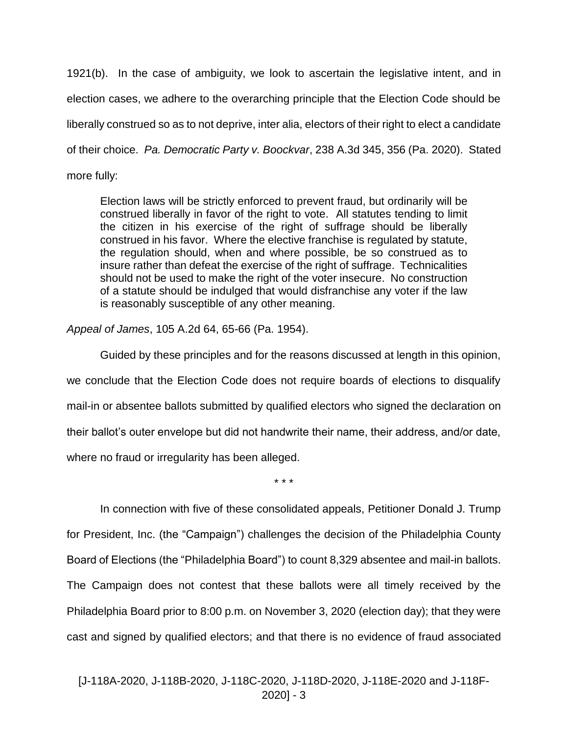1921(b). In the case of ambiguity, we look to ascertain the legislative intent, and in election cases, we adhere to the overarching principle that the Election Code should be liberally construed so as to not deprive, inter alia, electors of their right to elect a candidate of their choice. *Pa. Democratic Party v. Boockvar*, 238 A.3d 345, 356 (Pa. 2020). Stated more fully:

> Election laws will be strictly enforced to prevent fraud, but ordinarily will be construed liberally in favor of the right to vote. All statutes tending to limit the citizen in his exercise of the right of suffrage should be liberally construed in his favor. Where the elective franchise is regulated by statute, the regulation should, when and where possible, be so construed as to insure rather than defeat the exercise of the right of suffrage. Technicalities should not be used to make the right of the voter insecure. No construction of a statute should be indulged that would disfranchise any voter if the law is reasonably susceptible of any other meaning.

*Appeal of James*, 105 A.2d 64, 65-66 (Pa. 1954).

Guided by these principles and for the reasons discussed at length in this opinion, we conclude that the Election Code does not require boards of elections to disqualify mail-in or absentee ballots submitted by qualified electors who signed the declaration on their ballot's outer envelope but did not handwrite their name, their address, and/or date, where no fraud or irregularity has been alleged.

\* \* \*

In connection with five of these consolidated appeals, Petitioner Donald J. Trump for President, Inc. (the "Campaign") challenges the decision of the Philadelphia County Board of Elections (the "Philadelphia Board") to count 8,329 absentee and mail-in ballots. The Campaign does not contest that these ballots were all timely received by the Philadelphia Board prior to 8:00 p.m. on November 3, 2020 (election day); that they were cast and signed by qualified electors; and that there is no evidence of fraud associated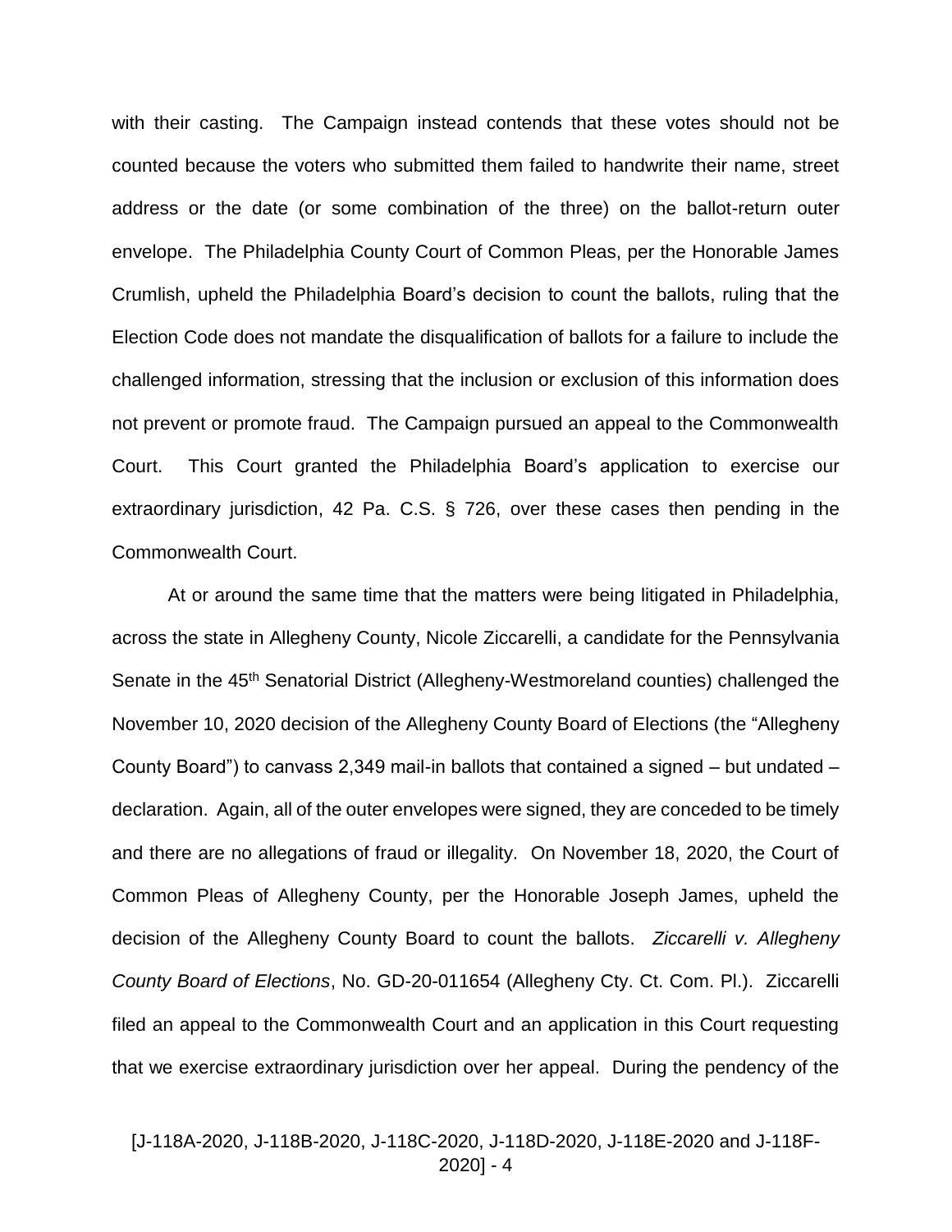with their casting. The Campaign instead contends that these votes should not be counted because the voters who submitted them failed to handwrite their name, street address or the date (or some combination of the three) on the ballot-return outer envelope. The Philadelphia County Court of Common Pleas, per the Honorable James Crumlish, upheld the Philadelphia Board's decision to count the ballots, ruling that the Election Code does not mandate the disqualification of ballots for a failure to include the challenged information, stressing that the inclusion or exclusion of this information does not prevent or promote fraud. The Campaign pursued an appeal to the Commonwealth Court. This Court granted the Philadelphia Board's application to exercise our extraordinary jurisdiction, 42 Pa. C.S. § 726, over these cases then pending in the Commonwealth Court.

At or around the same time that the matters were being litigated in Philadelphia, across the state in Allegheny County, Nicole Ziccarelli, a candidate for the Pennsylvania Senate in the 45th Senatorial District (Allegheny-Westmoreland counties) challenged the November 10, 2020 decision of the Allegheny County Board of Elections (the "Allegheny County Board") to canvass 2,349 mail-in ballots that contained a signed – but undated – declaration. Again, all of the outer envelopes were signed, they are conceded to be timely and there are no allegations of fraud or illegality. On November 18, 2020, the Court of Common Pleas of Allegheny County, per the Honorable Joseph James, upheld the decision of the Allegheny County Board to count the ballots. *Ziccarelli v. Allegheny County Board of Elections*, No. GD-20-011654 (Allegheny Cty. Ct. Com. Pl.). Ziccarelli filed an appeal to the Commonwealth Court and an application in this Court requesting that we exercise extraordinary jurisdiction over her appeal. During the pendency of the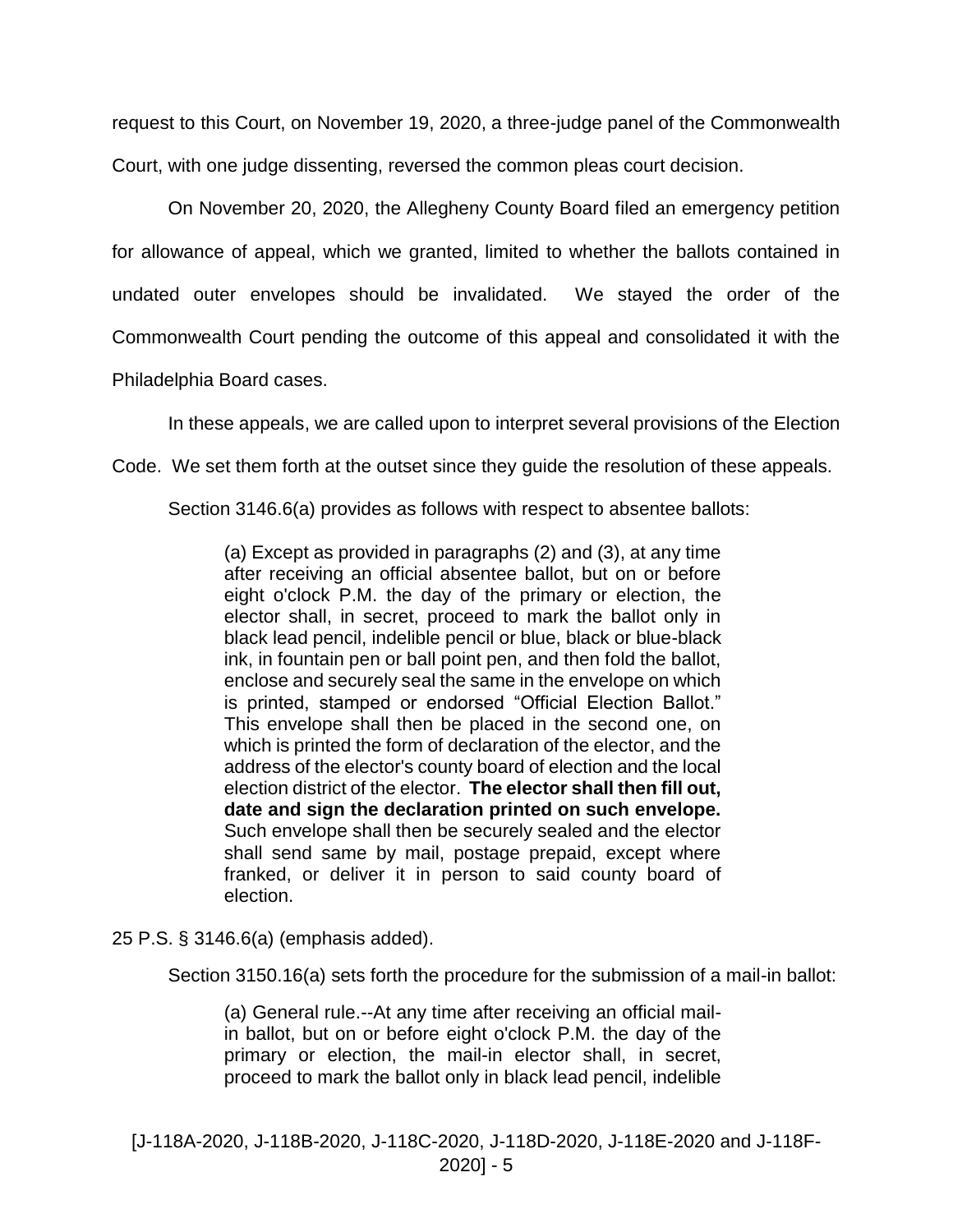request to this Court, on November 19, 2020, a three-judge panel of the Commonwealth Court, with one judge dissenting, reversed the common pleas court decision.

On November 20, 2020, the Allegheny County Board filed an emergency petition for allowance of appeal, which we granted, limited to whether the ballots contained in undated outer envelopes should be invalidated. We stayed the order of the Commonwealth Court pending the outcome of this appeal and consolidated it with the Philadelphia Board cases.

In these appeals, we are called upon to interpret several provisions of the Election Code. We set them forth at the outset since they guide the resolution of these appeals.

Section 3146.6(a) provides as follows with respect to absentee ballots:

> (a) Except as provided in paragraphs (2) and (3), at any time after receiving an official absentee ballot, but on or before eight o'clock P.M. the day of the primary or election, the elector shall, in secret, proceed to mark the ballot only in black lead pencil, indelible pencil or blue, black or blue-black ink, in fountain pen or ball point pen, and then fold the ballot, enclose and securely seal the same in the envelope on which is printed, stamped or endorsed "Official Election Ballot." This envelope shall then be placed in the second one, on which is printed the form of declaration of the elector, and the address of the elector's county board of election and the local election district of the elector. **The elector shall then fill out, date and sign the declaration printed on such envelope.** Such envelope shall then be securely sealed and the elector shall send same by mail, postage prepaid, except where franked, or deliver it in person to said county board of election.

25 P.S. § 3146.6(a) (emphasis added).

Section 3150.16(a) sets forth the procedure for the submission of a mail-in ballot:

> (a) General rule.--At any time after receiving an official mail-in ballot, but on or before eight o'clock P.M. the day of the primary or election, the mail-in elector shall, in secret, proceed to mark the ballot only in black lead pencil, indelible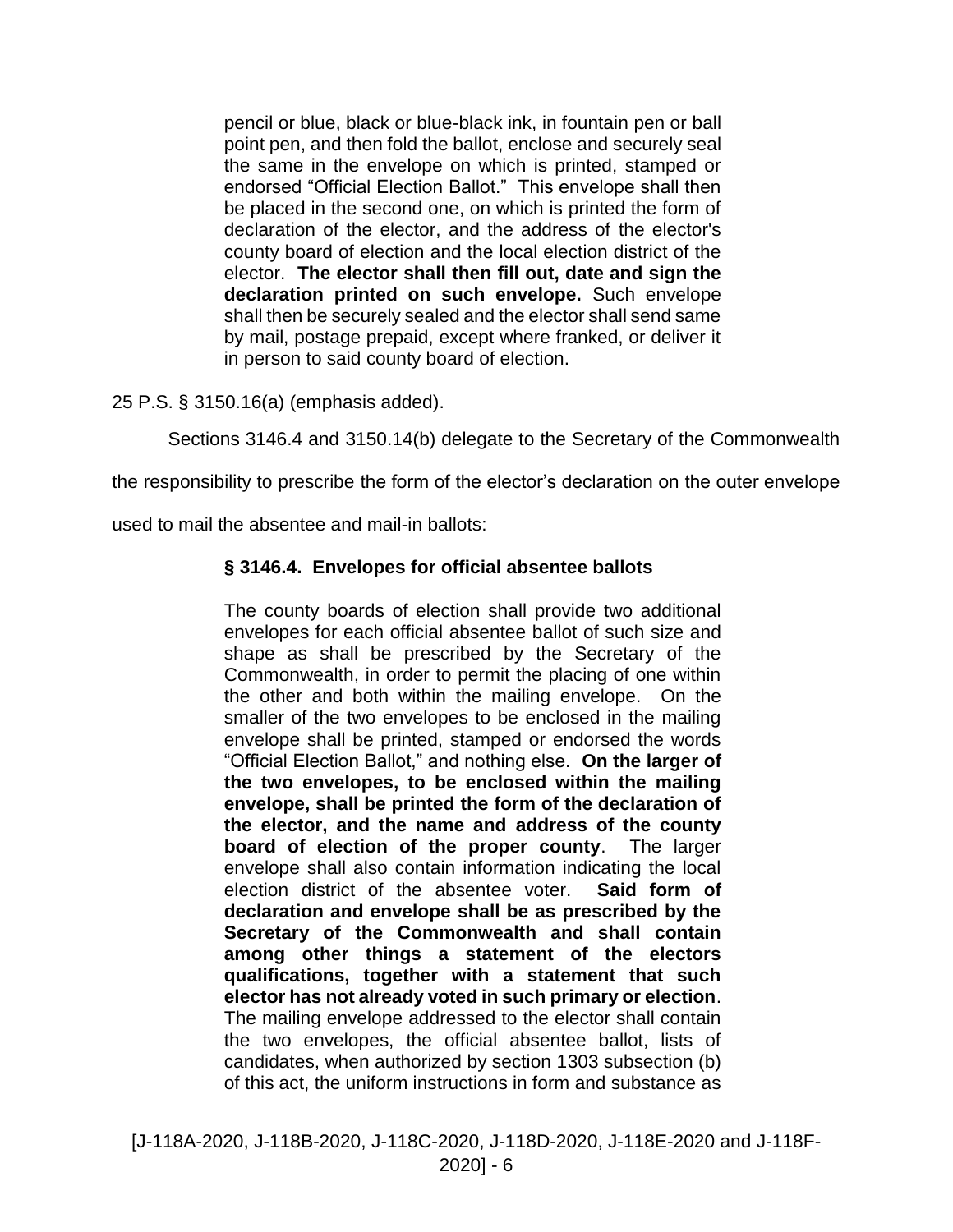> pencil or blue, black or blue-black ink, in fountain pen or ball point pen, and then fold the ballot, enclose and securely seal the same in the envelope on which is printed, stamped or endorsed "Official Election Ballot." This envelope shall then be placed in the second one, on which is printed the form of declaration of the elector, and the address of the elector's county board of election and the local election district of the elector. **The elector shall then fill out, date and sign the declaration printed on such envelope.** Such envelope shall then be securely sealed and the elector shall send same by mail, postage prepaid, except where franked, or deliver it in person to said county board of election.

25 P.S. § 3150.16(a) (emphasis added).

Sections 3146.4 and 3150.14(b) delegate to the Secretary of the Commonwealth the responsibility to prescribe the form of the elector's declaration on the outer envelope used to mail the absentee and mail-in ballots:

> **§ 3146.4. Envelopes for official absentee ballots**
>
> The county boards of election shall provide two additional envelopes for each official absentee ballot of such size and shape as shall be prescribed by the Secretary of the Commonwealth, in order to permit the placing of one within the other and both within the mailing envelope. On the smaller of the two envelopes to be enclosed in the mailing envelope shall be printed, stamped or endorsed the words "Official Election Ballot," and nothing else. **On the larger of the two envelopes, to be enclosed within the mailing envelope, shall be printed the form of the declaration of the elector, and the name and address of the county board of election of the proper county**. The larger envelope shall also contain information indicating the local election district of the absentee voter. **Said form of declaration and envelope shall be as prescribed by the Secretary of the Commonwealth and shall contain among other things a statement of the electors qualifications, together with a statement that such elector has not already voted in such primary or election**. The mailing envelope addressed to the elector shall contain the two envelopes, the official absentee ballot, lists of candidates, when authorized by section 1303 subsection (b) of this act, the uniform instructions in form and substance as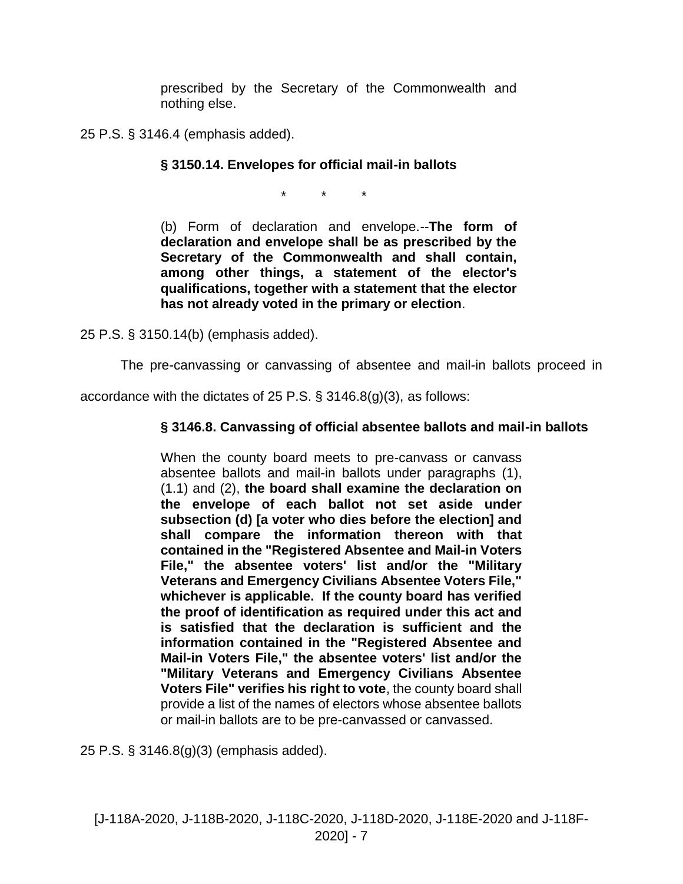> prescribed by the Secretary of the Commonwealth and nothing else.

25 P.S. § 3146.4 (emphasis added).

> **§ 3150.14. Envelopes for official mail-in ballots**
>
> \* \* \*
>
> (b) Form of declaration and envelope.--**The form of declaration and envelope shall be as prescribed by the Secretary of the Commonwealth and shall contain, among other things, a statement of the elector's qualifications, together with a statement that the elector has not already voted in the primary or election**.

25 P.S. § 3150.14(b) (emphasis added).

The pre-canvassing or canvassing of absentee and mail-in ballots proceed in accordance with the dictates of 25 P.S. § 3146.8(g)(3), as follows:

> **§ 3146.8. Canvassing of official absentee ballots and mail-in ballots**
>
> When the county board meets to pre-canvass or canvass absentee ballots and mail-in ballots under paragraphs (1), (1.1) and (2), **the board shall examine the declaration on the envelope of each ballot not set aside under subsection (d) [a voter who dies before the election] and shall compare the information thereon with that contained in the "Registered Absentee and Mail-in Voters File," the absentee voters' list and/or the "Military Veterans and Emergency Civilians Absentee Voters File," whichever is applicable. If the county board has verified the proof of identification as required under this act and is satisfied that the declaration is sufficient and the information contained in the "Registered Absentee and Mail-in Voters File," the absentee voters' list and/or the "Military Veterans and Emergency Civilians Absentee Voters File" verifies his right to vote**, the county board shall provide a list of the names of electors whose absentee ballots or mail-in ballots are to be pre-canvassed or canvassed.

25 P.S. § 3146.8(g)(3) (emphasis added).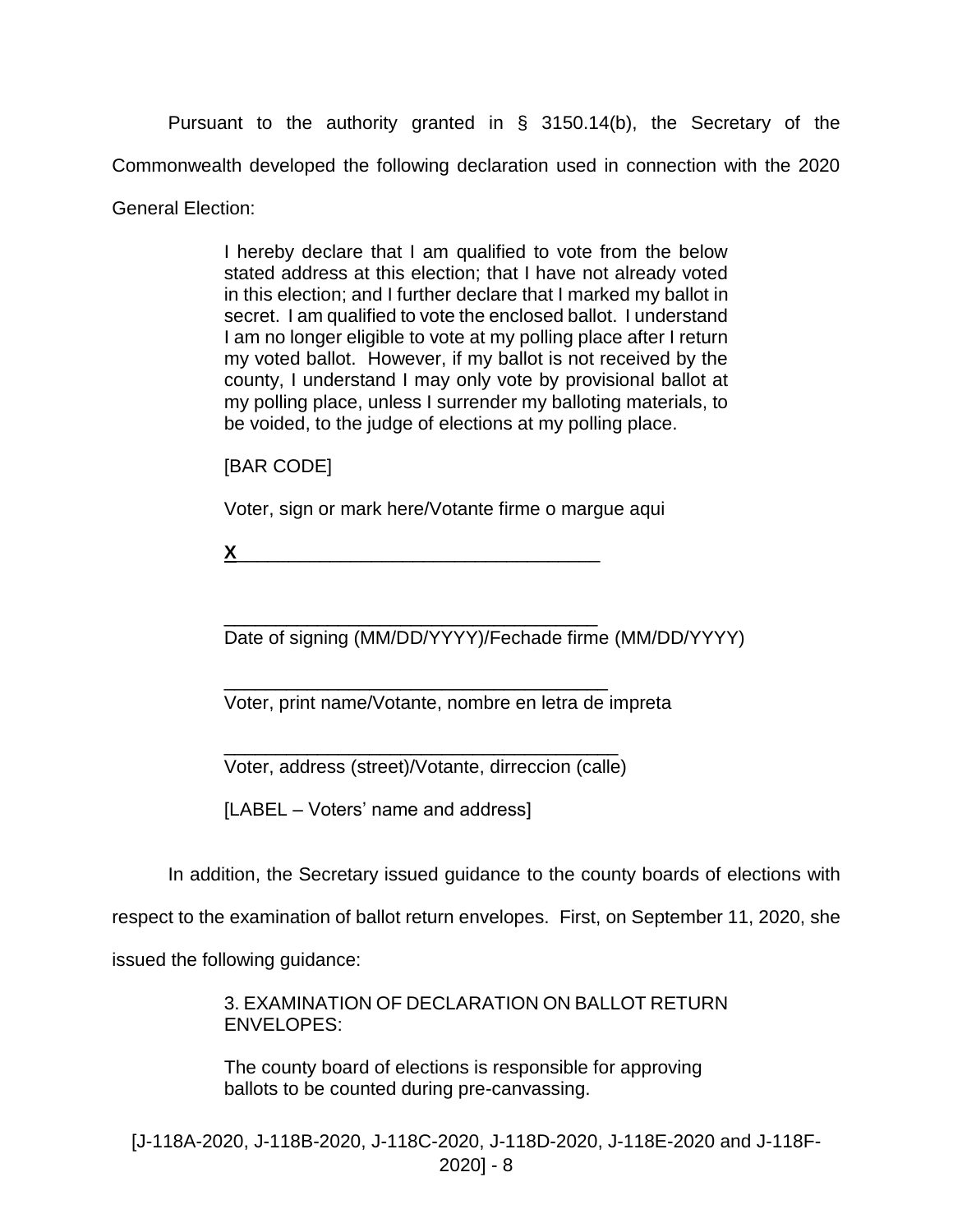Pursuant to the authority granted in § 3150.14(b), the Secretary of the Commonwealth developed the following declaration used in connection with the 2020 General Election:

> I hereby declare that I am qualified to vote from the below stated address at this election; that I have not already voted in this election; and I further declare that I marked my ballot in secret. I am qualified to vote the enclosed ballot. I understand I am no longer eligible to vote at my polling place after I return my voted ballot. However, if my ballot is not received by the county, I understand I may only vote by provisional ballot at my polling place, unless I surrender my balloting materials, to be voided, to the judge of elections at my polling place.
>
> [BAR CODE]
>
> Voter, sign or mark here/Votante firme o margue aqui
>
> **X**___________________________________
>
> ____________________________________
> Date of signing (MM/DD/YYYY)/Fechade firme (MM/DD/YYYY)
>
> _____________________________________
> Voter, print name/Votante, nombre en letra de impreta
>
> ______________________________________
> Voter, address (street)/Votante, dirreccion (calle)
>
> [LABEL – Voters' name and address]

In addition, the Secretary issued guidance to the county boards of elections with respect to the examination of ballot return envelopes. First, on September 11, 2020, she issued the following guidance:

> 3. EXAMINATION OF DECLARATION ON BALLOT RETURN ENVELOPES:
>
> The county board of elections is responsible for approving ballots to be counted during pre-canvassing.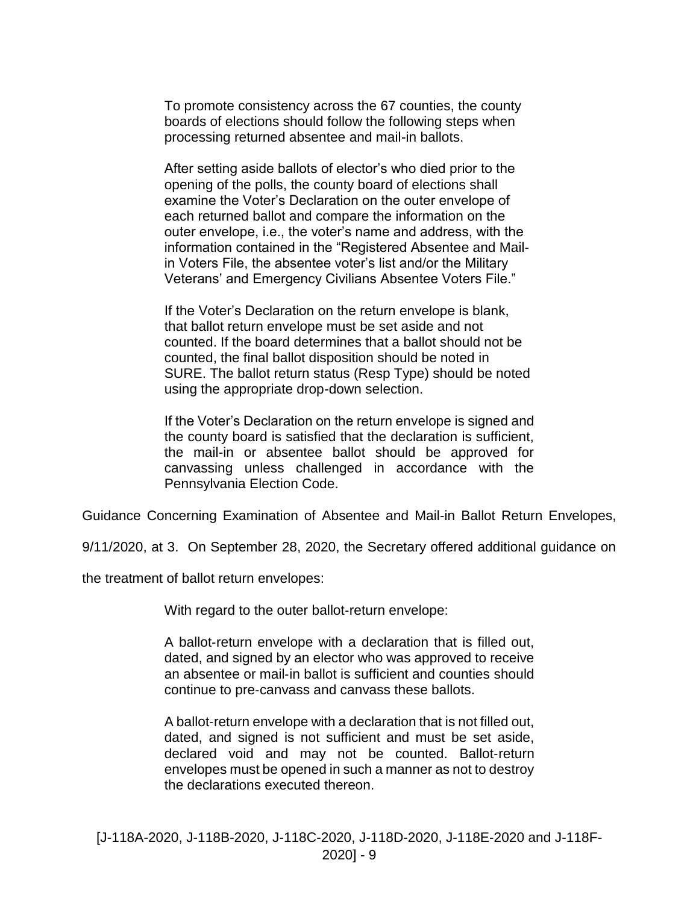> To promote consistency across the 67 counties, the county boards of elections should follow the following steps when processing returned absentee and mail-in ballots.
>
> After setting aside ballots of elector's who died prior to the opening of the polls, the county board of elections shall examine the Voter's Declaration on the outer envelope of each returned ballot and compare the information on the outer envelope, i.e., the voter's name and address, with the information contained in the "Registered Absentee and Mail-in Voters File, the absentee voter's list and/or the Military Veterans' and Emergency Civilians Absentee Voters File."
>
> If the Voter's Declaration on the return envelope is blank, that ballot return envelope must be set aside and not counted. If the board determines that a ballot should not be counted, the final ballot disposition should be noted in SURE. The ballot return status (Resp Type) should be noted using the appropriate drop-down selection.
>
> If the Voter's Declaration on the return envelope is signed and the county board is satisfied that the declaration is sufficient, the mail-in or absentee ballot should be approved for canvassing unless challenged in accordance with the Pennsylvania Election Code.

Guidance Concerning Examination of Absentee and Mail-in Ballot Return Envelopes, 9/11/2020, at 3. On September 28, 2020, the Secretary offered additional guidance on the treatment of ballot return envelopes:

> With regard to the outer ballot-return envelope:
>
> A ballot-return envelope with a declaration that is filled out, dated, and signed by an elector who was approved to receive an absentee or mail-in ballot is sufficient and counties should continue to pre-canvass and canvass these ballots.
>
> A ballot-return envelope with a declaration that is not filled out, dated, and signed is not sufficient and must be set aside, declared void and may not be counted. Ballot-return envelopes must be opened in such a manner as not to destroy the declarations executed thereon.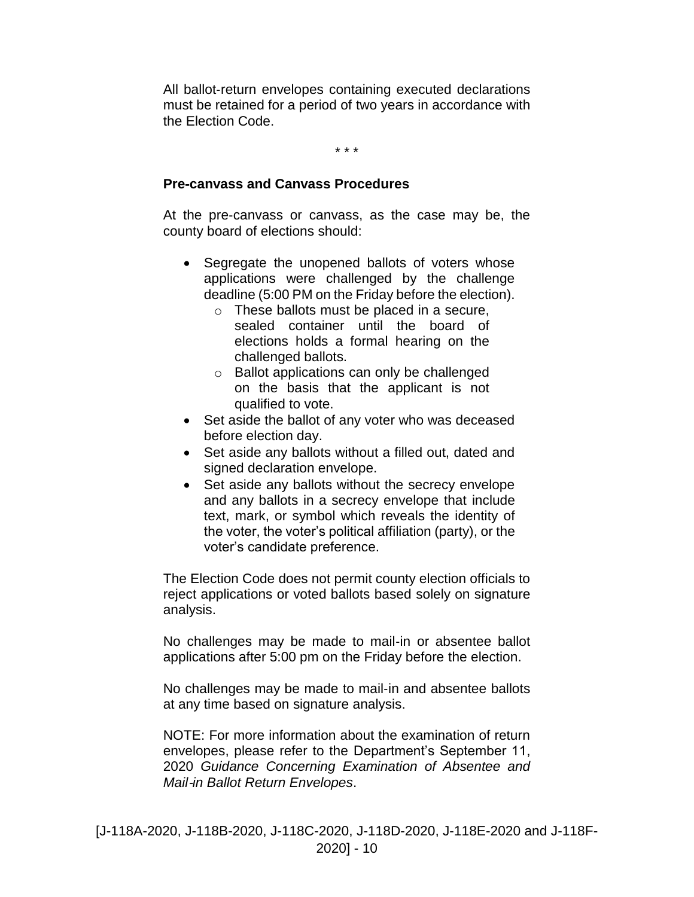All ballot-return envelopes containing executed declarations must be retained for a period of two years in accordance with the Election Code.

\* \* \*

**Pre-canvass and Canvass Procedures**

At the pre-canvass or canvass, as the case may be, the county board of elections should:

- Segregate the unopened ballots of voters whose applications were challenged by the challenge deadline (5:00 PM on the Friday before the election).
  - These ballots must be placed in a secure, sealed container until the board of elections holds a formal hearing on the challenged ballots.
  - Ballot applications can only be challenged on the basis that the applicant is not qualified to vote.
- Set aside the ballot of any voter who was deceased before election day.
- Set aside any ballots without a filled out, dated and signed declaration envelope.
- Set aside any ballots without the secrecy envelope and any ballots in a secrecy envelope that include text, mark, or symbol which reveals the identity of the voter, the voter's political affiliation (party), or the voter's candidate preference.

The Election Code does not permit county election officials to reject applications or voted ballots based solely on signature analysis.

No challenges may be made to mail-in or absentee ballot applications after 5:00 pm on the Friday before the election.

No challenges may be made to mail-in and absentee ballots at any time based on signature analysis.

NOTE: For more information about the examination of return envelopes, please refer to the Department's September 11, 2020 *Guidance Concerning Examination of Absentee and Mail-in Ballot Return Envelopes*.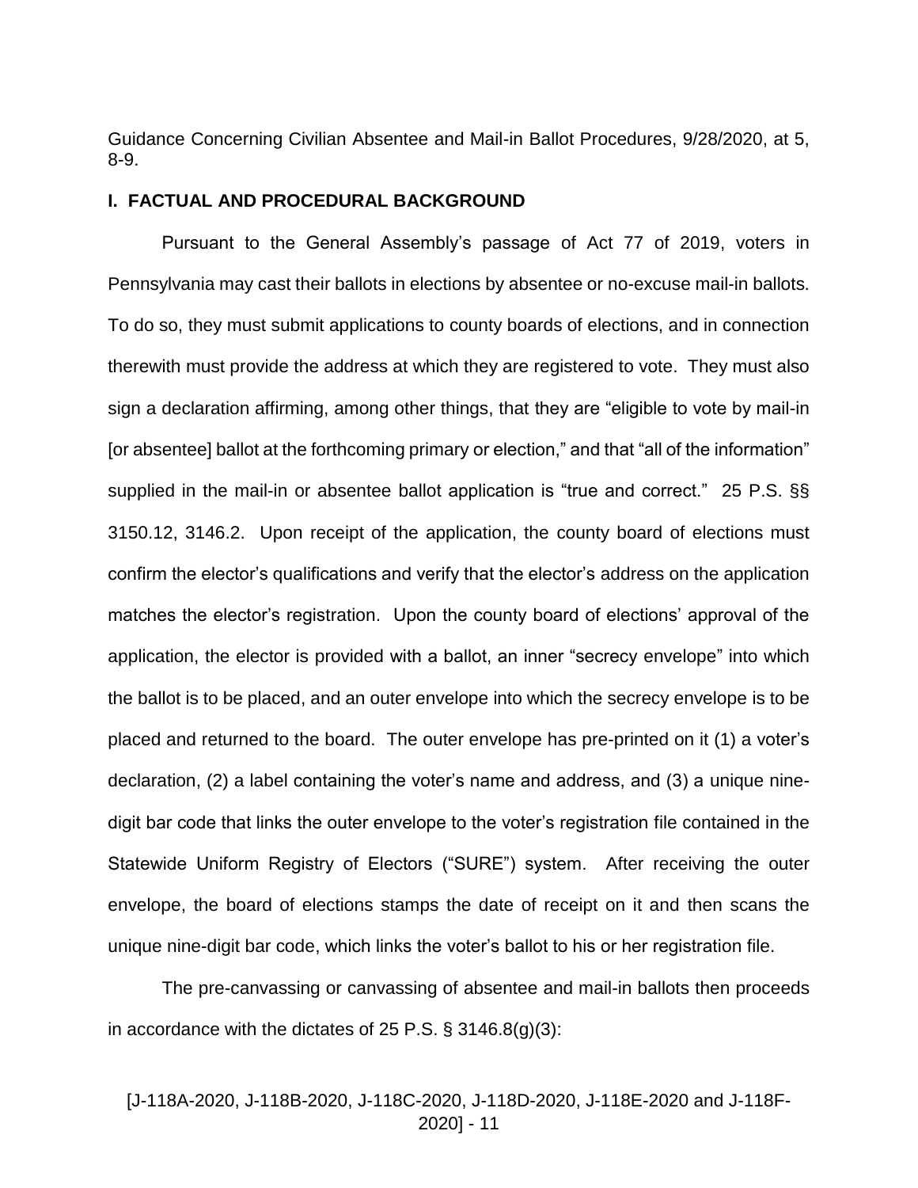Guidance Concerning Civilian Absentee and Mail-in Ballot Procedures, 9/28/2020, at 5, 8-9.

## I. FACTUAL AND PROCEDURAL BACKGROUND

Pursuant to the General Assembly's passage of Act 77 of 2019, voters in Pennsylvania may cast their ballots in elections by absentee or no-excuse mail-in ballots. To do so, they must submit applications to county boards of elections, and in connection therewith must provide the address at which they are registered to vote. They must also sign a declaration affirming, among other things, that they are "eligible to vote by mail-in [or absentee] ballot at the forthcoming primary or election," and that "all of the information" supplied in the mail-in or absentee ballot application is "true and correct." 25 P.S. §§ 3150.12, 3146.2. Upon receipt of the application, the county board of elections must confirm the elector's qualifications and verify that the elector's address on the application matches the elector's registration. Upon the county board of elections' approval of the application, the elector is provided with a ballot, an inner "secrecy envelope" into which the ballot is to be placed, and an outer envelope into which the secrecy envelope is to be placed and returned to the board. The outer envelope has pre-printed on it (1) a voter's declaration, (2) a label containing the voter's name and address, and (3) a unique nine-digit bar code that links the outer envelope to the voter's registration file contained in the Statewide Uniform Registry of Electors ("SURE") system. After receiving the outer envelope, the board of elections stamps the date of receipt on it and then scans the unique nine-digit bar code, which links the voter's ballot to his or her registration file.

The pre-canvassing or canvassing of absentee and mail-in ballots then proceeds in accordance with the dictates of 25 P.S. § 3146.8(g)(3):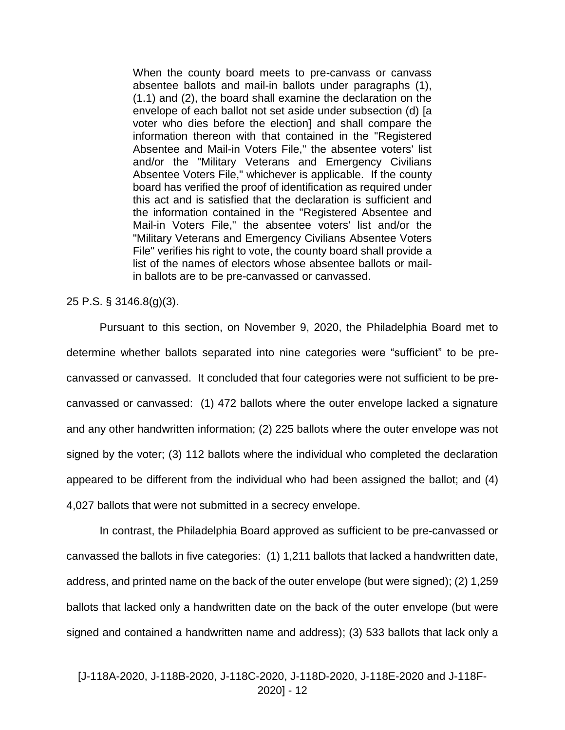> When the county board meets to pre-canvass or canvass absentee ballots and mail-in ballots under paragraphs (1), (1.1) and (2), the board shall examine the declaration on the envelope of each ballot not set aside under subsection (d) [a voter who dies before the election] and shall compare the information thereon with that contained in the "Registered Absentee and Mail-in Voters File," the absentee voters' list and/or the "Military Veterans and Emergency Civilians Absentee Voters File," whichever is applicable. If the county board has verified the proof of identification as required under this act and is satisfied that the declaration is sufficient and the information contained in the "Registered Absentee and Mail-in Voters File," the absentee voters' list and/or the "Military Veterans and Emergency Civilians Absentee Voters File" verifies his right to vote, the county board shall provide a list of the names of electors whose absentee ballots or mail-in ballots are to be pre-canvassed or canvassed.

25 P.S. § 3146.8(g)(3).

Pursuant to this section, on November 9, 2020, the Philadelphia Board met to determine whether ballots separated into nine categories were "sufficient" to be pre-canvassed or canvassed. It concluded that four categories were not sufficient to be pre-canvassed or canvassed: (1) 472 ballots where the outer envelope lacked a signature and any other handwritten information; (2) 225 ballots where the outer envelope was not signed by the voter; (3) 112 ballots where the individual who completed the declaration appeared to be different from the individual who had been assigned the ballot; and (4) 4,027 ballots that were not submitted in a secrecy envelope.

In contrast, the Philadelphia Board approved as sufficient to be pre-canvassed or canvassed the ballots in five categories: (1) 1,211 ballots that lacked a handwritten date, address, and printed name on the back of the outer envelope (but were signed); (2) 1,259 ballots that lacked only a handwritten date on the back of the outer envelope (but were signed and contained a handwritten name and address); (3) 533 ballots that lack only a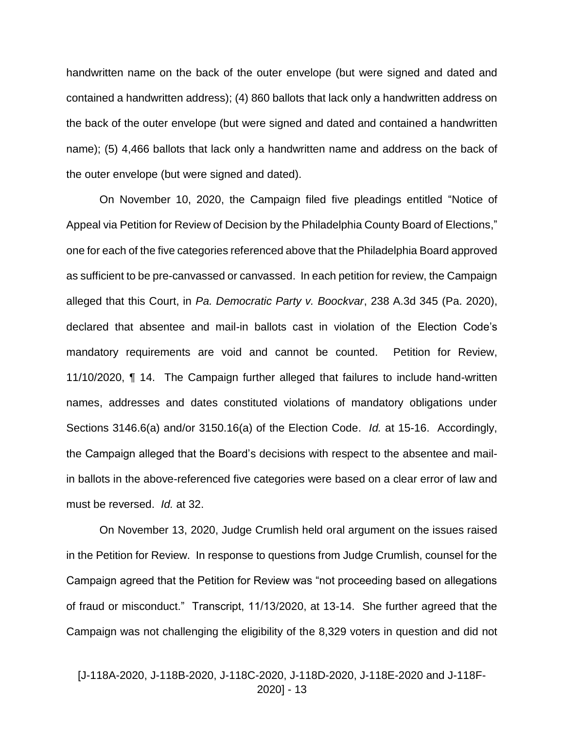handwritten name on the back of the outer envelope (but were signed and dated and contained a handwritten address); (4) 860 ballots that lack only a handwritten address on the back of the outer envelope (but were signed and dated and contained a handwritten name); (5) 4,466 ballots that lack only a handwritten name and address on the back of the outer envelope (but were signed and dated).

On November 10, 2020, the Campaign filed five pleadings entitled "Notice of Appeal via Petition for Review of Decision by the Philadelphia County Board of Elections," one for each of the five categories referenced above that the Philadelphia Board approved as sufficient to be pre-canvassed or canvassed. In each petition for review, the Campaign alleged that this Court, in *Pa. Democratic Party v. Boockvar*, 238 A.3d 345 (Pa. 2020), declared that absentee and mail-in ballots cast in violation of the Election Code's mandatory requirements are void and cannot be counted. Petition for Review, 11/10/2020, ¶ 14. The Campaign further alleged that failures to include hand-written names, addresses and dates constituted violations of mandatory obligations under Sections 3146.6(a) and/or 3150.16(a) of the Election Code. *Id.* at 15-16. Accordingly, the Campaign alleged that the Board's decisions with respect to the absentee and mail-in ballots in the above-referenced five categories were based on a clear error of law and must be reversed. *Id.* at 32.

On November 13, 2020, Judge Crumlish held oral argument on the issues raised in the Petition for Review. In response to questions from Judge Crumlish, counsel for the Campaign agreed that the Petition for Review was "not proceeding based on allegations of fraud or misconduct." Transcript, 11/13/2020, at 13-14. She further agreed that the Campaign was not challenging the eligibility of the 8,329 voters in question and did not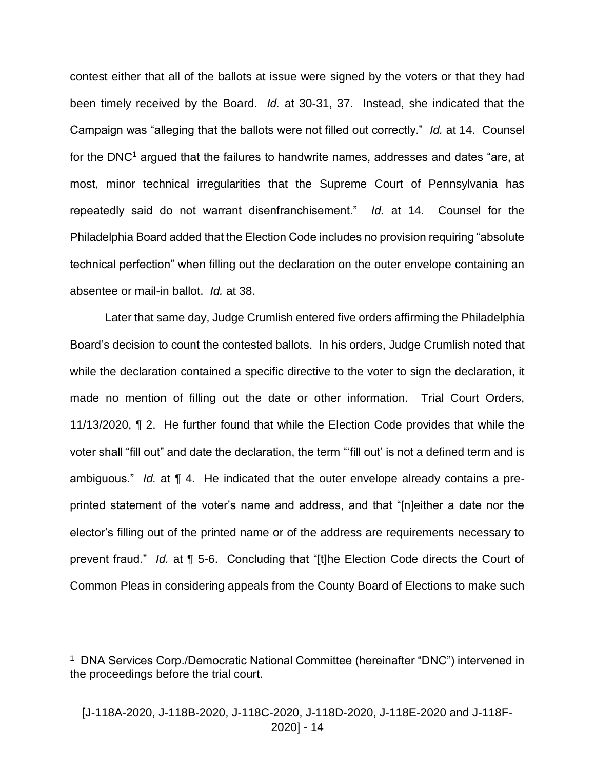contest either that all of the ballots at issue were signed by the voters or that they had been timely received by the Board. *Id.* at 30-31, 37. Instead, she indicated that the Campaign was "alleging that the ballots were not filled out correctly." *Id.* at 14. Counsel for the DNC[1] argued that the failures to handwrite names, addresses and dates "are, at most, minor technical irregularities that the Supreme Court of Pennsylvania has repeatedly said do not warrant disenfranchisement." *Id.* at 14. Counsel for the Philadelphia Board added that the Election Code includes no provision requiring "absolute technical perfection" when filling out the declaration on the outer envelope containing an absentee or mail-in ballot. *Id.* at 38.

Later that same day, Judge Crumlish entered five orders affirming the Philadelphia Board's decision to count the contested ballots. In his orders, Judge Crumlish noted that while the declaration contained a specific directive to the voter to sign the declaration, it made no mention of filling out the date or other information. Trial Court Orders, 11/13/2020, ¶ 2. He further found that while the Election Code provides that while the voter shall "fill out" and date the declaration, the term "'fill out' is not a defined term and is ambiguous." *Id.* at ¶ 4. He indicated that the outer envelope already contains a pre-printed statement of the voter's name and address, and that "[n]either a date nor the elector's filling out of the printed name or of the address are requirements necessary to prevent fraud." *Id.* at ¶ 5-6. Concluding that "[t]he Election Code directs the Court of Common Pleas in considering appeals from the County Board of Elections to make such

---

[1] DNA Services Corp./Democratic National Committee (hereinafter "DNC") intervened in the proceedings before the trial court.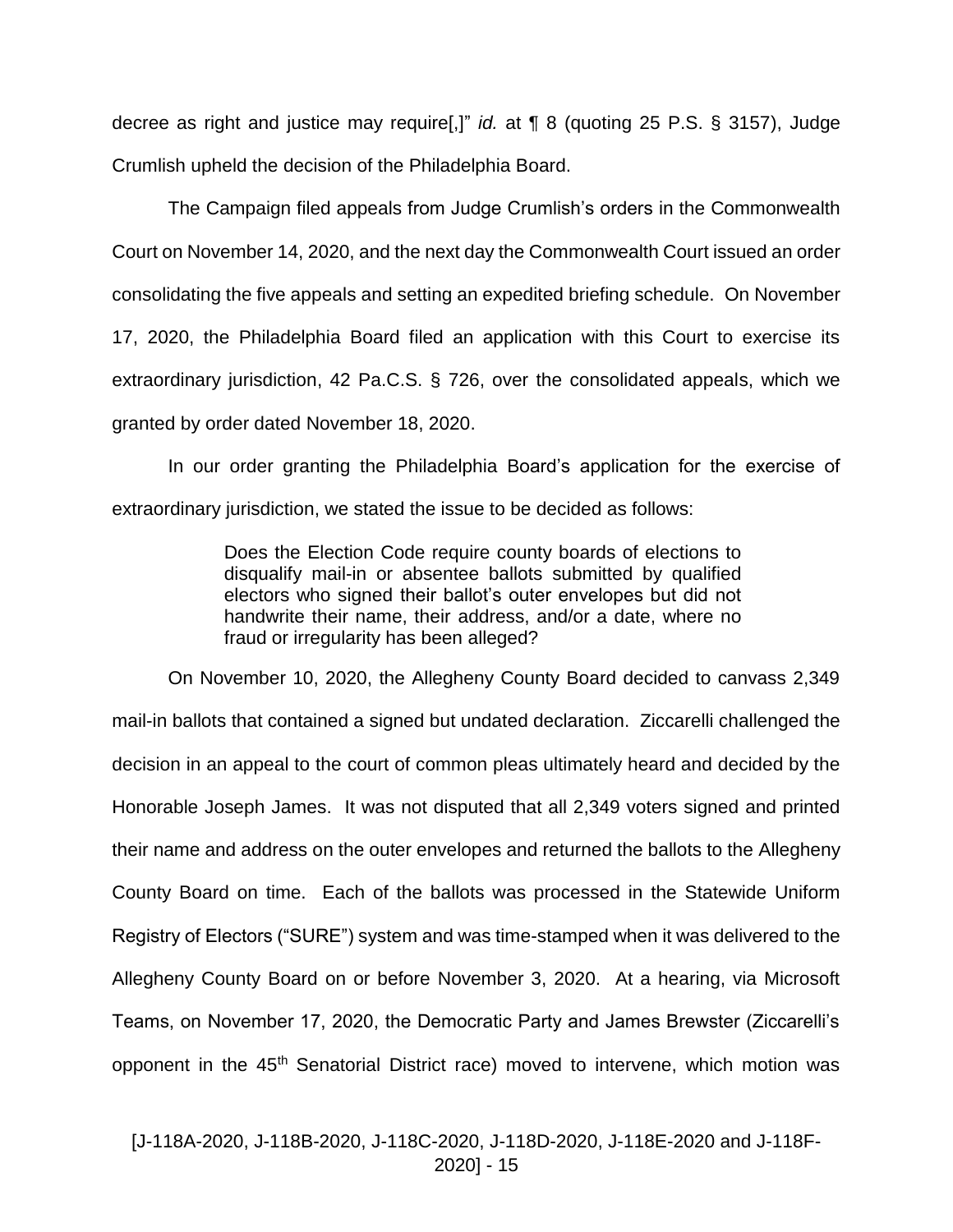decree as right and justice may require[,]" *id.* at ¶ 8 (quoting 25 P.S. § 3157), Judge Crumlish upheld the decision of the Philadelphia Board.

The Campaign filed appeals from Judge Crumlish's orders in the Commonwealth Court on November 14, 2020, and the next day the Commonwealth Court issued an order consolidating the five appeals and setting an expedited briefing schedule. On November 17, 2020, the Philadelphia Board filed an application with this Court to exercise its extraordinary jurisdiction, 42 Pa.C.S. § 726, over the consolidated appeals, which we granted by order dated November 18, 2020.

In our order granting the Philadelphia Board's application for the exercise of extraordinary jurisdiction, we stated the issue to be decided as follows:

> Does the Election Code require county boards of elections to disqualify mail-in or absentee ballots submitted by qualified electors who signed their ballot's outer envelopes but did not handwrite their name, their address, and/or a date, where no fraud or irregularity has been alleged?

On November 10, 2020, the Allegheny County Board decided to canvass 2,349 mail-in ballots that contained a signed but undated declaration. Ziccarelli challenged the decision in an appeal to the court of common pleas ultimately heard and decided by the Honorable Joseph James. It was not disputed that all 2,349 voters signed and printed their name and address on the outer envelopes and returned the ballots to the Allegheny County Board on time. Each of the ballots was processed in the Statewide Uniform Registry of Electors ("SURE") system and was time-stamped when it was delivered to the Allegheny County Board on or before November 3, 2020. At a hearing, via Microsoft Teams, on November 17, 2020, the Democratic Party and James Brewster (Ziccarelli's opponent in the 45th Senatorial District race) moved to intervene, which motion was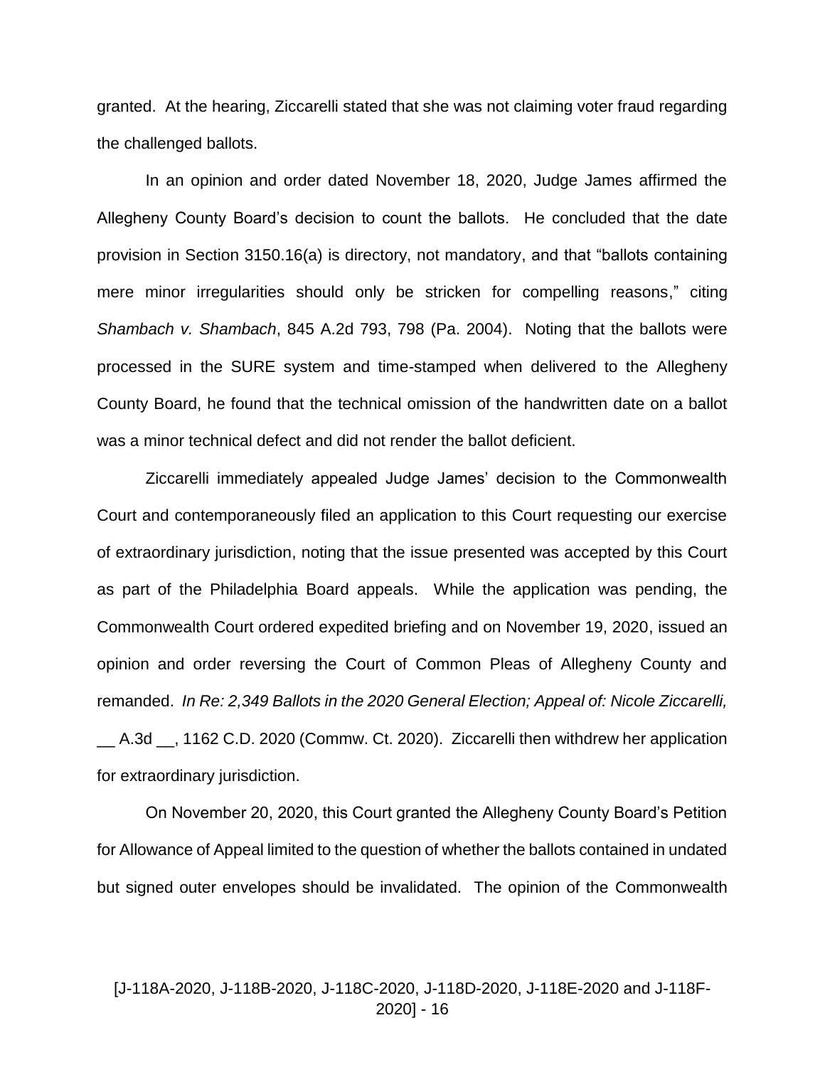granted. At the hearing, Ziccarelli stated that she was not claiming voter fraud regarding the challenged ballots.

In an opinion and order dated November 18, 2020, Judge James affirmed the Allegheny County Board's decision to count the ballots. He concluded that the date provision in Section 3150.16(a) is directory, not mandatory, and that "ballots containing mere minor irregularities should only be stricken for compelling reasons," citing *Shambach v. Shambach*, 845 A.2d 793, 798 (Pa. 2004). Noting that the ballots were processed in the SURE system and time-stamped when delivered to the Allegheny County Board, he found that the technical omission of the handwritten date on a ballot was a minor technical defect and did not render the ballot deficient.

Ziccarelli immediately appealed Judge James' decision to the Commonwealth Court and contemporaneously filed an application to this Court requesting our exercise of extraordinary jurisdiction, noting that the issue presented was accepted by this Court as part of the Philadelphia Board appeals. While the application was pending, the Commonwealth Court ordered expedited briefing and on November 19, 2020, issued an opinion and order reversing the Court of Common Pleas of Allegheny County and remanded. *In Re: 2,349 Ballots in the 2020 General Election; Appeal of: Nicole Ziccarelli,* __ A.3d __, 1162 C.D. 2020 (Commw. Ct. 2020). Ziccarelli then withdrew her application for extraordinary jurisdiction.

On November 20, 2020, this Court granted the Allegheny County Board's Petition for Allowance of Appeal limited to the question of whether the ballots contained in undated but signed outer envelopes should be invalidated. The opinion of the Commonwealth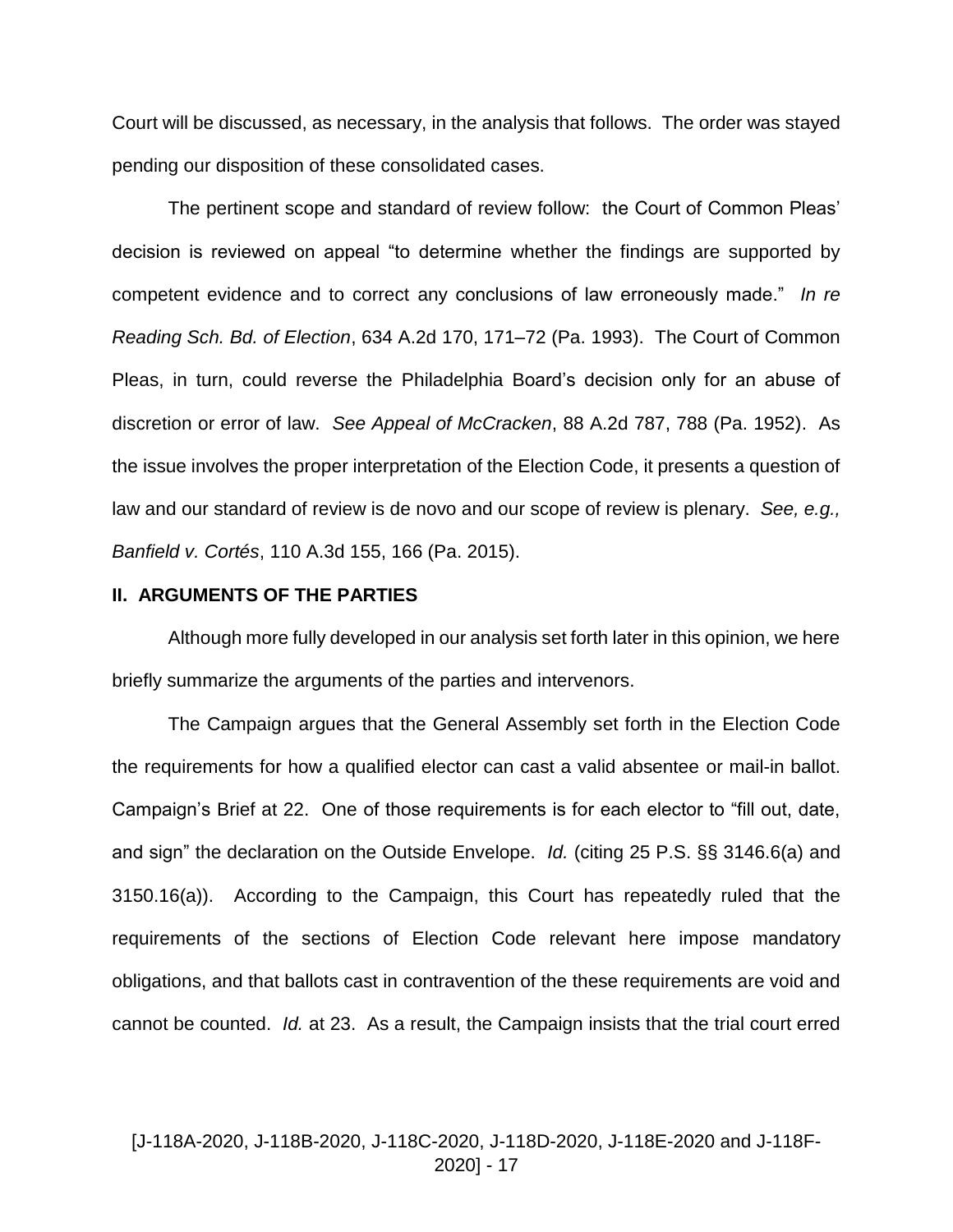Court will be discussed, as necessary, in the analysis that follows. The order was stayed pending our disposition of these consolidated cases.

The pertinent scope and standard of review follow: the Court of Common Pleas' decision is reviewed on appeal "to determine whether the findings are supported by competent evidence and to correct any conclusions of law erroneously made." *In re Reading Sch. Bd. of Election*, 634 A.2d 170, 171–72 (Pa. 1993). The Court of Common Pleas, in turn, could reverse the Philadelphia Board's decision only for an abuse of discretion or error of law. *See Appeal of McCracken*, 88 A.2d 787, 788 (Pa. 1952). As the issue involves the proper interpretation of the Election Code, it presents a question of law and our standard of review is de novo and our scope of review is plenary. *See, e.g., Banfield v. Cortés*, 110 A.3d 155, 166 (Pa. 2015).

## II. ARGUMENTS OF THE PARTIES

Although more fully developed in our analysis set forth later in this opinion, we here briefly summarize the arguments of the parties and intervenors.

The Campaign argues that the General Assembly set forth in the Election Code the requirements for how a qualified elector can cast a valid absentee or mail-in ballot. Campaign's Brief at 22. One of those requirements is for each elector to "fill out, date, and sign" the declaration on the Outside Envelope. *Id.* (citing 25 P.S. §§ 3146.6(a) and 3150.16(a)). According to the Campaign, this Court has repeatedly ruled that the requirements of the sections of Election Code relevant here impose mandatory obligations, and that ballots cast in contravention of the these requirements are void and cannot be counted. *Id.* at 23. As a result, the Campaign insists that the trial court erred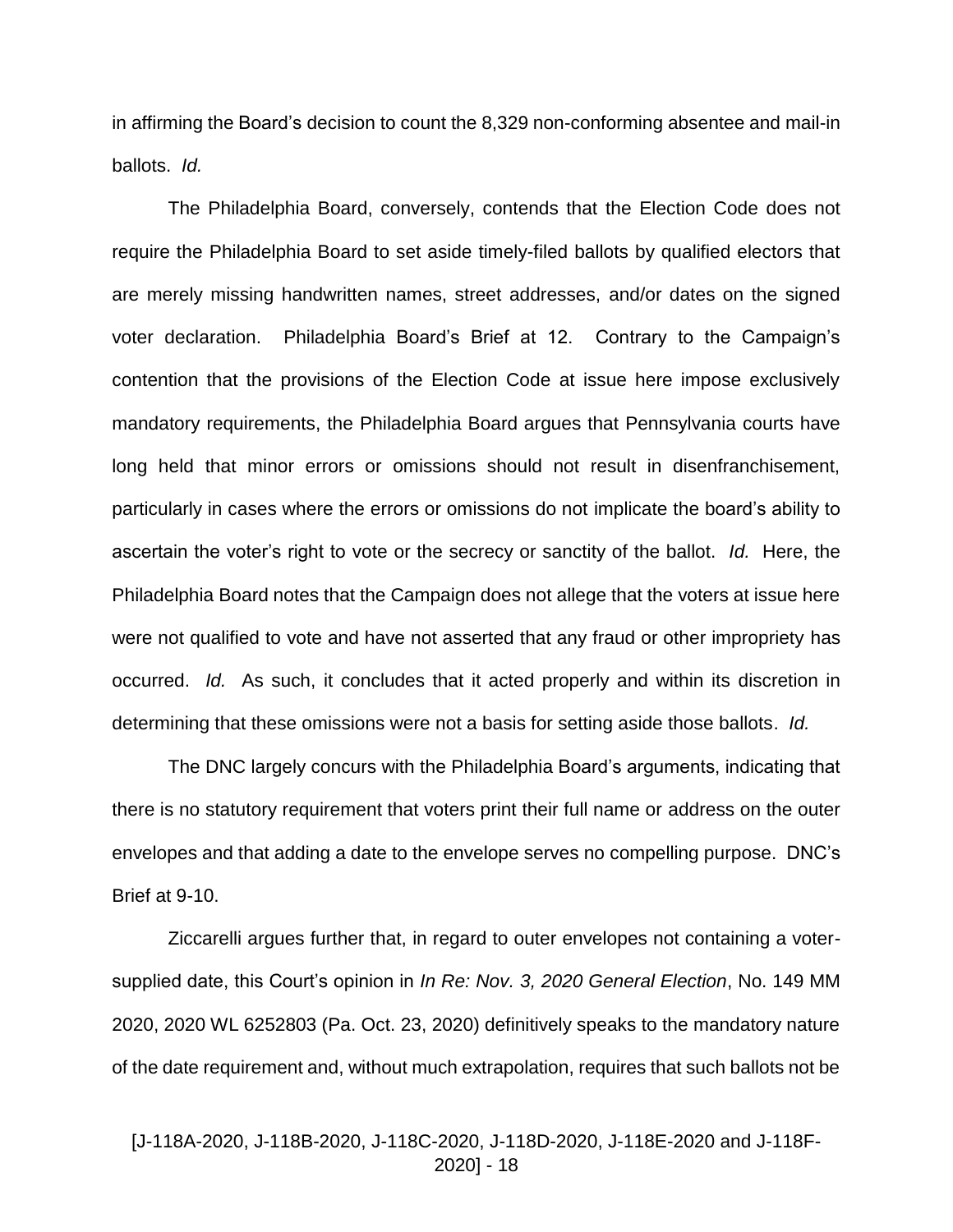in affirming the Board's decision to count the 8,329 non-conforming absentee and mail-in ballots. *Id.*

The Philadelphia Board, conversely, contends that the Election Code does not require the Philadelphia Board to set aside timely-filed ballots by qualified electors that are merely missing handwritten names, street addresses, and/or dates on the signed voter declaration. Philadelphia Board's Brief at 12. Contrary to the Campaign's contention that the provisions of the Election Code at issue here impose exclusively mandatory requirements, the Philadelphia Board argues that Pennsylvania courts have long held that minor errors or omissions should not result in disenfranchisement, particularly in cases where the errors or omissions do not implicate the board's ability to ascertain the voter's right to vote or the secrecy or sanctity of the ballot. *Id.* Here, the Philadelphia Board notes that the Campaign does not allege that the voters at issue here were not qualified to vote and have not asserted that any fraud or other impropriety has occurred. *Id.* As such, it concludes that it acted properly and within its discretion in determining that these omissions were not a basis for setting aside those ballots. *Id.*

The DNC largely concurs with the Philadelphia Board's arguments, indicating that there is no statutory requirement that voters print their full name or address on the outer envelopes and that adding a date to the envelope serves no compelling purpose. DNC's Brief at 9-10.

Ziccarelli argues further that, in regard to outer envelopes not containing a voter-supplied date, this Court's opinion in *In Re: Nov. 3, 2020 General Election*, No. 149 MM 2020, 2020 WL 6252803 (Pa. Oct. 23, 2020) definitively speaks to the mandatory nature of the date requirement and, without much extrapolation, requires that such ballots not be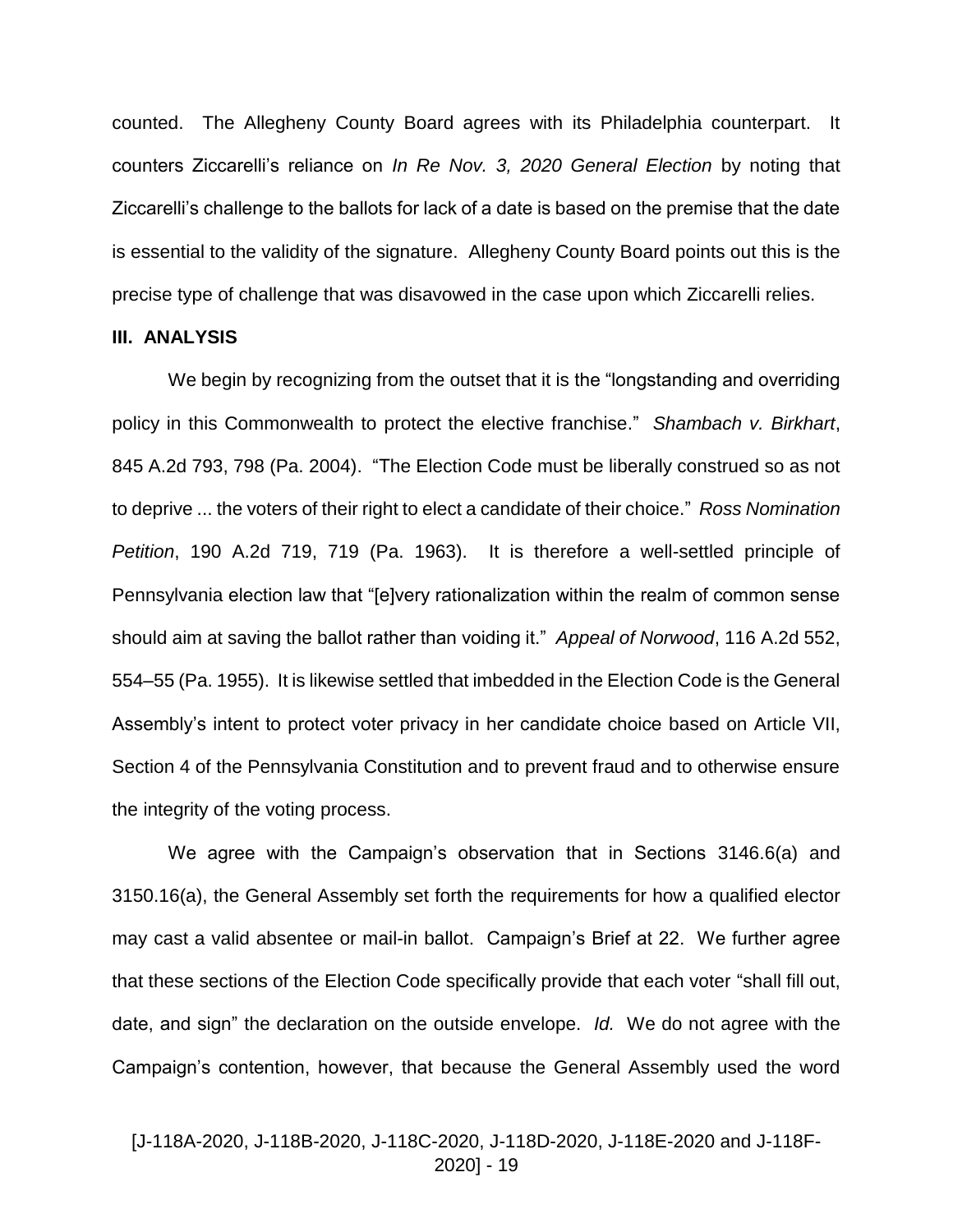counted. The Allegheny County Board agrees with its Philadelphia counterpart. It counters Ziccarelli's reliance on *In Re Nov. 3, 2020 General Election* by noting that Ziccarelli's challenge to the ballots for lack of a date is based on the premise that the date is essential to the validity of the signature. Allegheny County Board points out this is the precise type of challenge that was disavowed in the case upon which Ziccarelli relies.

**III. ANALYSIS**

We begin by recognizing from the outset that it is the "longstanding and overriding policy in this Commonwealth to protect the elective franchise." *Shambach v. Birkhart*, 845 A.2d 793, 798 (Pa. 2004). "The Election Code must be liberally construed so as not to deprive ... the voters of their right to elect a candidate of their choice." *Ross Nomination Petition*, 190 A.2d 719, 719 (Pa. 1963). It is therefore a well-settled principle of Pennsylvania election law that "[e]very rationalization within the realm of common sense should aim at saving the ballot rather than voiding it." *Appeal of Norwood*, 116 A.2d 552, 554–55 (Pa. 1955). It is likewise settled that imbedded in the Election Code is the General Assembly's intent to protect voter privacy in her candidate choice based on Article VII, Section 4 of the Pennsylvania Constitution and to prevent fraud and to otherwise ensure the integrity of the voting process.

We agree with the Campaign's observation that in Sections 3146.6(a) and 3150.16(a), the General Assembly set forth the requirements for how a qualified elector may cast a valid absentee or mail-in ballot. Campaign's Brief at 22. We further agree that these sections of the Election Code specifically provide that each voter "shall fill out, date, and sign" the declaration on the outside envelope. *Id.* We do not agree with the Campaign's contention, however, that because the General Assembly used the word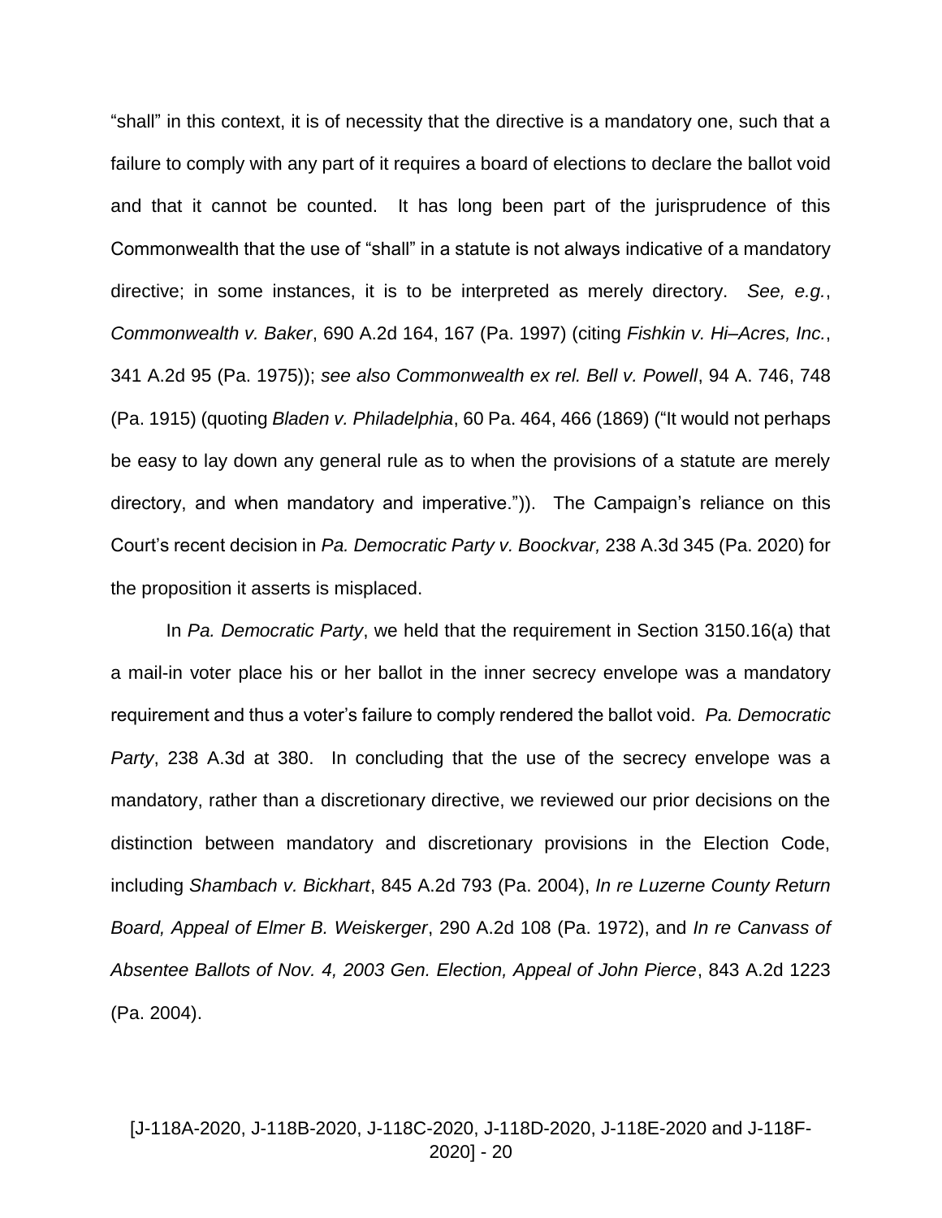"shall" in this context, it is of necessity that the directive is a mandatory one, such that a failure to comply with any part of it requires a board of elections to declare the ballot void and that it cannot be counted. It has long been part of the jurisprudence of this Commonwealth that the use of "shall" in a statute is not always indicative of a mandatory directive; in some instances, it is to be interpreted as merely directory. *See, e.g.*, *Commonwealth v. Baker*, 690 A.2d 164, 167 (Pa. 1997) (citing *Fishkin v. Hi–Acres, Inc.*, 341 A.2d 95 (Pa. 1975)); *see also Commonwealth ex rel. Bell v. Powell*, 94 A. 746, 748 (Pa. 1915) (quoting *Bladen v. Philadelphia*, 60 Pa. 464, 466 (1869) ("It would not perhaps be easy to lay down any general rule as to when the provisions of a statute are merely directory, and when mandatory and imperative.")). The Campaign's reliance on this Court's recent decision in *Pa. Democratic Party v. Boockvar,* 238 A.3d 345 (Pa. 2020) for the proposition it asserts is misplaced.

In *Pa. Democratic Party*, we held that the requirement in Section 3150.16(a) that a mail-in voter place his or her ballot in the inner secrecy envelope was a mandatory requirement and thus a voter's failure to comply rendered the ballot void. *Pa. Democratic Party*, 238 A.3d at 380. In concluding that the use of the secrecy envelope was a mandatory, rather than a discretionary directive, we reviewed our prior decisions on the distinction between mandatory and discretionary provisions in the Election Code, including *Shambach v. Bickhart*, 845 A.2d 793 (Pa. 2004), *In re Luzerne County Return Board, Appeal of Elmer B. Weiskerger*, 290 A.2d 108 (Pa. 1972), and *In re Canvass of Absentee Ballots of Nov. 4, 2003 Gen. Election, Appeal of John Pierce*, 843 A.2d 1223 (Pa. 2004).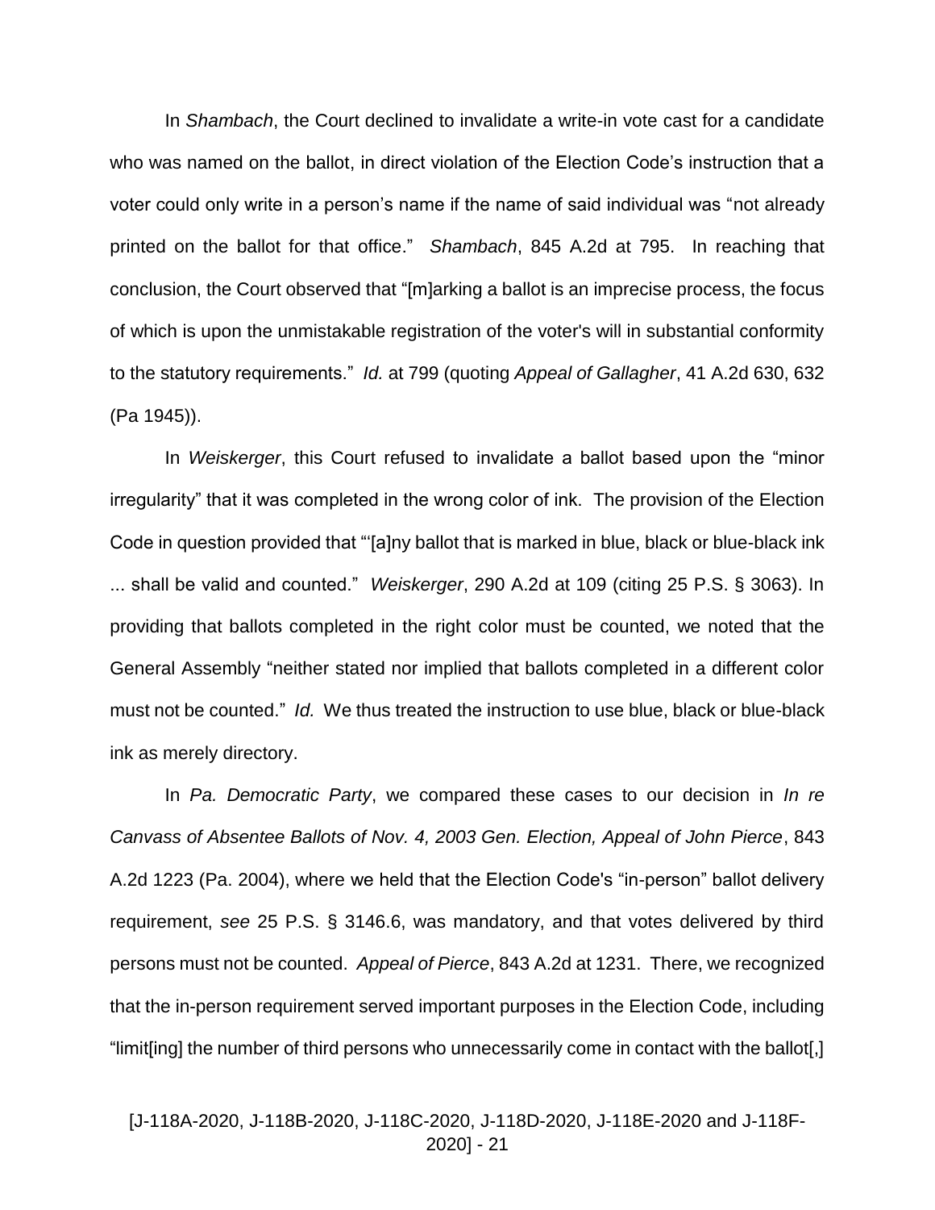In *Shambach*, the Court declined to invalidate a write-in vote cast for a candidate who was named on the ballot, in direct violation of the Election Code's instruction that a voter could only write in a person's name if the name of said individual was "not already printed on the ballot for that office." *Shambach*, 845 A.2d at 795. In reaching that conclusion, the Court observed that "[m]arking a ballot is an imprecise process, the focus of which is upon the unmistakable registration of the voter's will in substantial conformity to the statutory requirements." *Id.* at 799 (quoting *Appeal of Gallagher*, 41 A.2d 630, 632 (Pa 1945)).

In *Weiskerger*, this Court refused to invalidate a ballot based upon the "minor irregularity" that it was completed in the wrong color of ink. The provision of the Election Code in question provided that "'[a]ny ballot that is marked in blue, black or blue-black ink ... shall be valid and counted." *Weiskerger*, 290 A.2d at 109 (citing 25 P.S. § 3063). In providing that ballots completed in the right color must be counted, we noted that the General Assembly "neither stated nor implied that ballots completed in a different color must not be counted." *Id.* We thus treated the instruction to use blue, black or blue-black ink as merely directory.

In *Pa. Democratic Party*, we compared these cases to our decision in *In re Canvass of Absentee Ballots of Nov. 4, 2003 Gen. Election, Appeal of John Pierce*, 843 A.2d 1223 (Pa. 2004), where we held that the Election Code's "in-person" ballot delivery requirement, *see* 25 P.S. § 3146.6, was mandatory, and that votes delivered by third persons must not be counted. *Appeal of Pierce*, 843 A.2d at 1231. There, we recognized that the in-person requirement served important purposes in the Election Code, including "limit[ing] the number of third persons who unnecessarily come in contact with the ballot[,]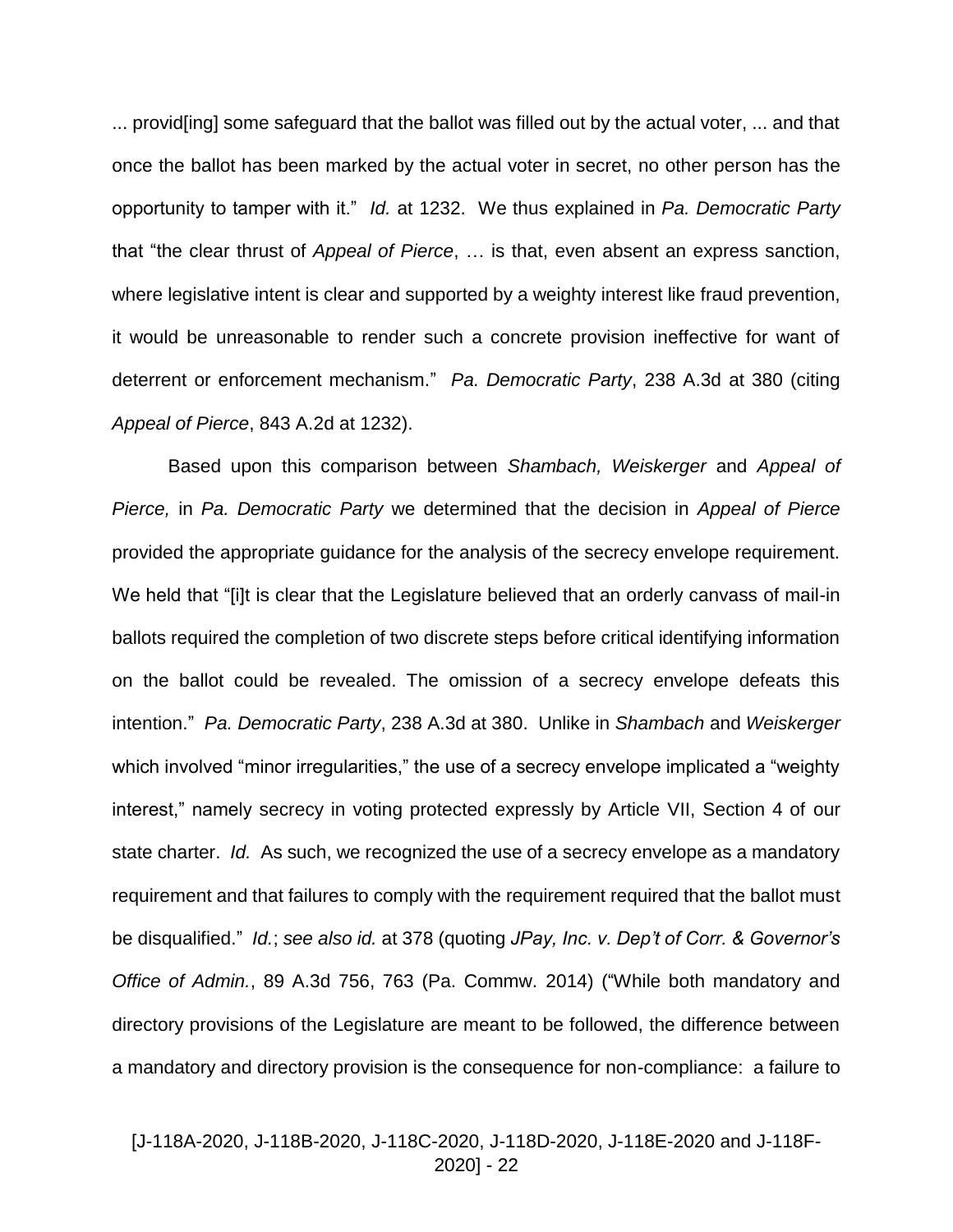... provid[ing] some safeguard that the ballot was filled out by the actual voter, ... and that once the ballot has been marked by the actual voter in secret, no other person has the opportunity to tamper with it." *Id.* at 1232. We thus explained in *Pa. Democratic Party* that "the clear thrust of *Appeal of Pierce*, … is that, even absent an express sanction, where legislative intent is clear and supported by a weighty interest like fraud prevention, it would be unreasonable to render such a concrete provision ineffective for want of deterrent or enforcement mechanism." *Pa. Democratic Party*, 238 A.3d at 380 (citing *Appeal of Pierce*, 843 A.2d at 1232).

Based upon this comparison between *Shambach, Weiskerger* and *Appeal of Pierce,* in *Pa. Democratic Party* we determined that the decision in *Appeal of Pierce* provided the appropriate guidance for the analysis of the secrecy envelope requirement. We held that "[i]t is clear that the Legislature believed that an orderly canvass of mail-in ballots required the completion of two discrete steps before critical identifying information on the ballot could be revealed. The omission of a secrecy envelope defeats this intention." *Pa. Democratic Party*, 238 A.3d at 380. Unlike in *Shambach* and *Weiskerger* which involved "minor irregularities," the use of a secrecy envelope implicated a "weighty interest," namely secrecy in voting protected expressly by Article VII, Section 4 of our state charter. *Id.* As such, we recognized the use of a secrecy envelope as a mandatory requirement and that failures to comply with the requirement required that the ballot must be disqualified." *Id.*; *see also id.* at 378 (quoting *JPay, Inc. v. Dep't of Corr. & Governor's Office of Admin.*, 89 A.3d 756, 763 (Pa. Commw. 2014) ("While both mandatory and directory provisions of the Legislature are meant to be followed, the difference between a mandatory and directory provision is the consequence for non-compliance: a failure to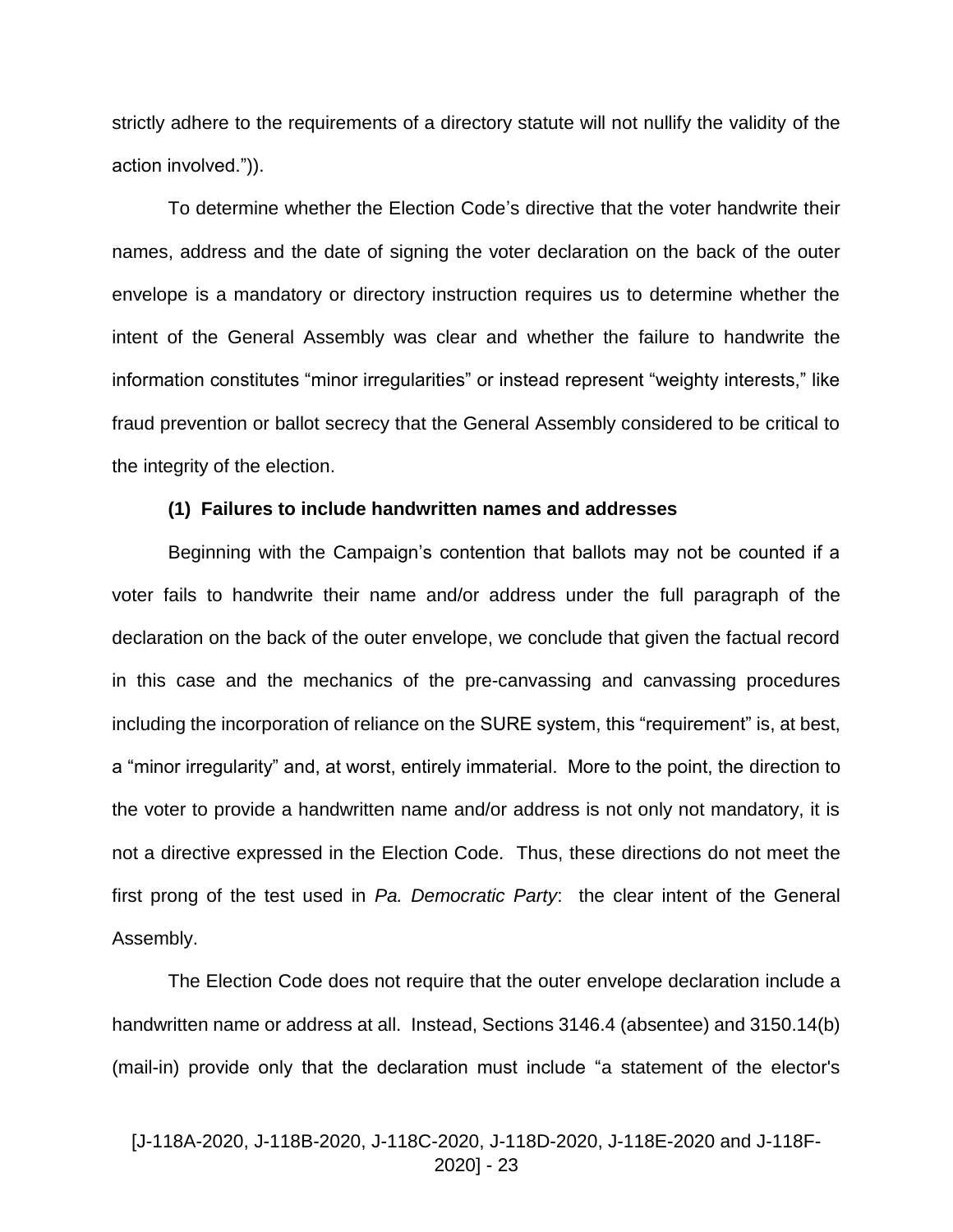strictly adhere to the requirements of a directory statute will not nullify the validity of the action involved.")).

To determine whether the Election Code's directive that the voter handwrite their names, address and the date of signing the voter declaration on the back of the outer envelope is a mandatory or directory instruction requires us to determine whether the intent of the General Assembly was clear and whether the failure to handwrite the information constitutes "minor irregularities" or instead represent "weighty interests," like fraud prevention or ballot secrecy that the General Assembly considered to be critical to the integrity of the election.

**(1) Failures to include handwritten names and addresses**

Beginning with the Campaign's contention that ballots may not be counted if a voter fails to handwrite their name and/or address under the full paragraph of the declaration on the back of the outer envelope, we conclude that given the factual record in this case and the mechanics of the pre-canvassing and canvassing procedures including the incorporation of reliance on the SURE system, this "requirement" is, at best, a "minor irregularity" and, at worst, entirely immaterial. More to the point, the direction to the voter to provide a handwritten name and/or address is not only not mandatory, it is not a directive expressed in the Election Code. Thus, these directions do not meet the first prong of the test used in *Pa. Democratic Party*: the clear intent of the General Assembly.

The Election Code does not require that the outer envelope declaration include a handwritten name or address at all. Instead, Sections 3146.4 (absentee) and 3150.14(b) (mail-in) provide only that the declaration must include "a statement of the elector's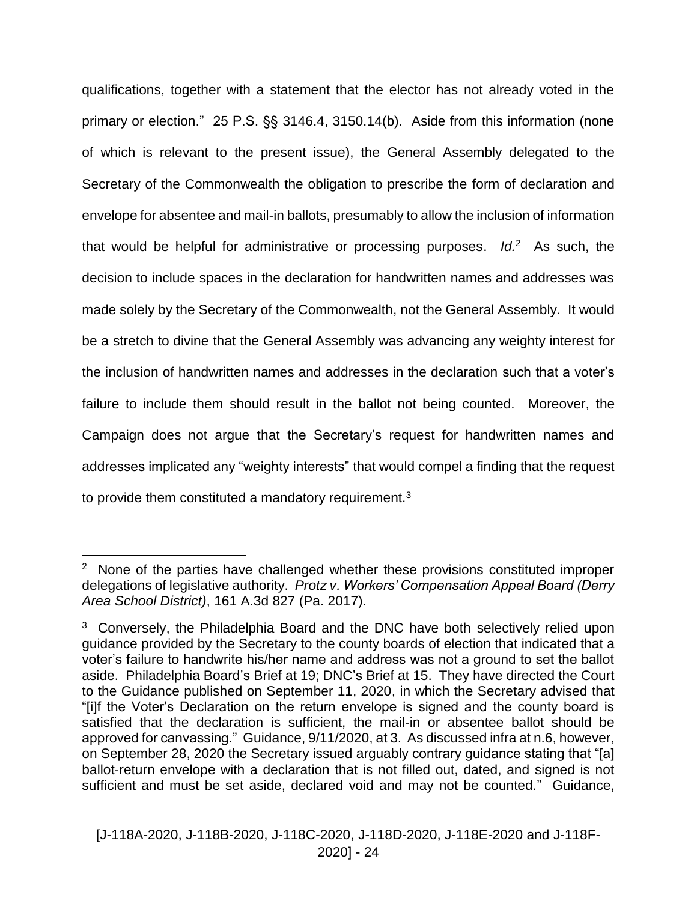qualifications, together with a statement that the elector has not already voted in the primary or election." 25 P.S. §§ 3146.4, 3150.14(b). Aside from this information (none of which is relevant to the present issue), the General Assembly delegated to the Secretary of the Commonwealth the obligation to prescribe the form of declaration and envelope for absentee and mail-in ballots, presumably to allow the inclusion of information that would be helpful for administrative or processing purposes. *Id.*[2] As such, the decision to include spaces in the declaration for handwritten names and addresses was made solely by the Secretary of the Commonwealth, not the General Assembly. It would be a stretch to divine that the General Assembly was advancing any weighty interest for the inclusion of handwritten names and addresses in the declaration such that a voter's failure to include them should result in the ballot not being counted. Moreover, the Campaign does not argue that the Secretary's request for handwritten names and addresses implicated any "weighty interests" that would compel a finding that the request to provide them constituted a mandatory requirement.[3]

---

[2] None of the parties have challenged whether these provisions constituted improper delegations of legislative authority. *Protz v. Workers' Compensation Appeal Board (Derry Area School District)*, 161 A.3d 827 (Pa. 2017).

[3] Conversely, the Philadelphia Board and the DNC have both selectively relied upon guidance provided by the Secretary to the county boards of election that indicated that a voter's failure to handwrite his/her name and address was not a ground to set the ballot aside. Philadelphia Board's Brief at 19; DNC's Brief at 15. They have directed the Court to the Guidance published on September 11, 2020, in which the Secretary advised that "[i]f the Voter's Declaration on the return envelope is signed and the county board is satisfied that the declaration is sufficient, the mail-in or absentee ballot should be approved for canvassing." Guidance, 9/11/2020, at 3. As discussed infra at n.6, however, on September 28, 2020 the Secretary issued arguably contrary guidance stating that "[a] ballot-return envelope with a declaration that is not filled out, dated, and signed is not sufficient and must be set aside, declared void and may not be counted." Guidance,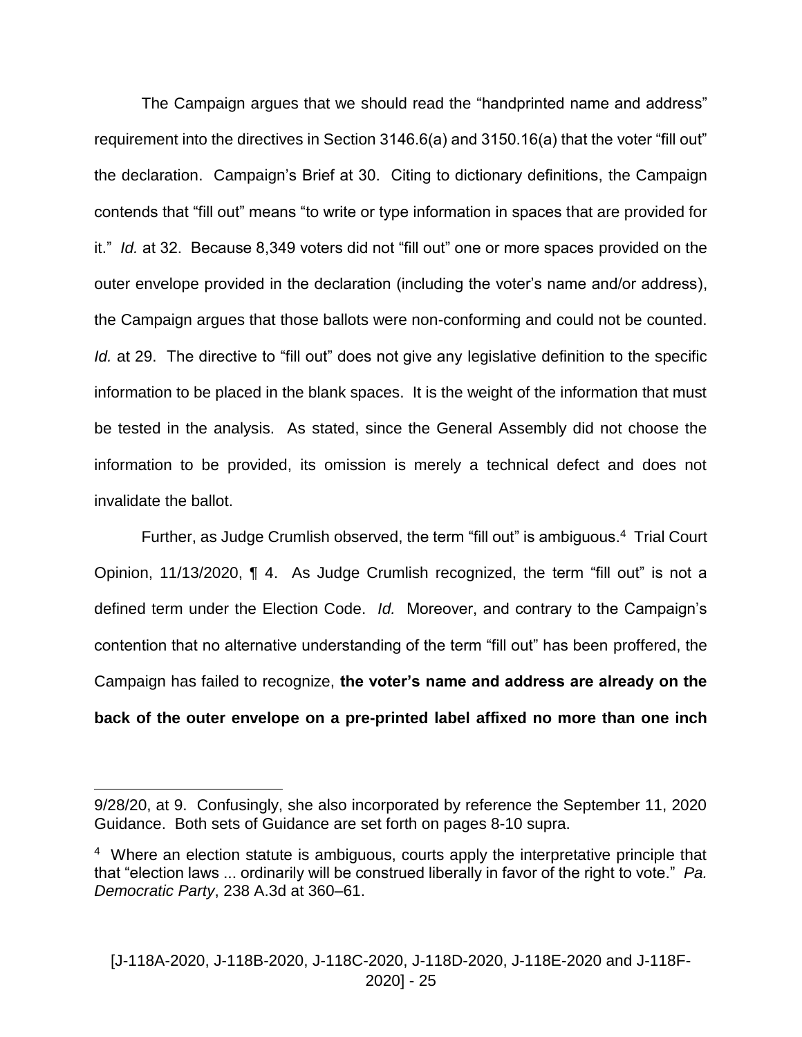The Campaign argues that we should read the "handprinted name and address" requirement into the directives in Section 3146.6(a) and 3150.16(a) that the voter "fill out" the declaration. Campaign's Brief at 30. Citing to dictionary definitions, the Campaign contends that "fill out" means "to write or type information in spaces that are provided for it." *Id.* at 32. Because 8,349 voters did not "fill out" one or more spaces provided on the outer envelope provided in the declaration (including the voter's name and/or address), the Campaign argues that those ballots were non-conforming and could not be counted. *Id.* at 29. The directive to "fill out" does not give any legislative definition to the specific information to be placed in the blank spaces. It is the weight of the information that must be tested in the analysis. As stated, since the General Assembly did not choose the information to be provided, its omission is merely a technical defect and does not invalidate the ballot.

Further, as Judge Crumlish observed, the term "fill out" is ambiguous.[4] Trial Court Opinion, 11/13/2020, ¶ 4. As Judge Crumlish recognized, the term "fill out" is not a defined term under the Election Code. *Id.* Moreover, and contrary to the Campaign's contention that no alternative understanding of the term "fill out" has been proffered, the Campaign has failed to recognize, **the voter's name and address are already on the back of the outer envelope on a pre-printed label affixed no more than one inch**

---

9/28/20, at 9. Confusingly, she also incorporated by reference the September 11, 2020 Guidance. Both sets of Guidance are set forth on pages 8-10 supra.

[4] Where an election statute is ambiguous, courts apply the interpretative principle that that "election laws ... ordinarily will be construed liberally in favor of the right to vote." *Pa. Democratic Party*, 238 A.3d at 360–61.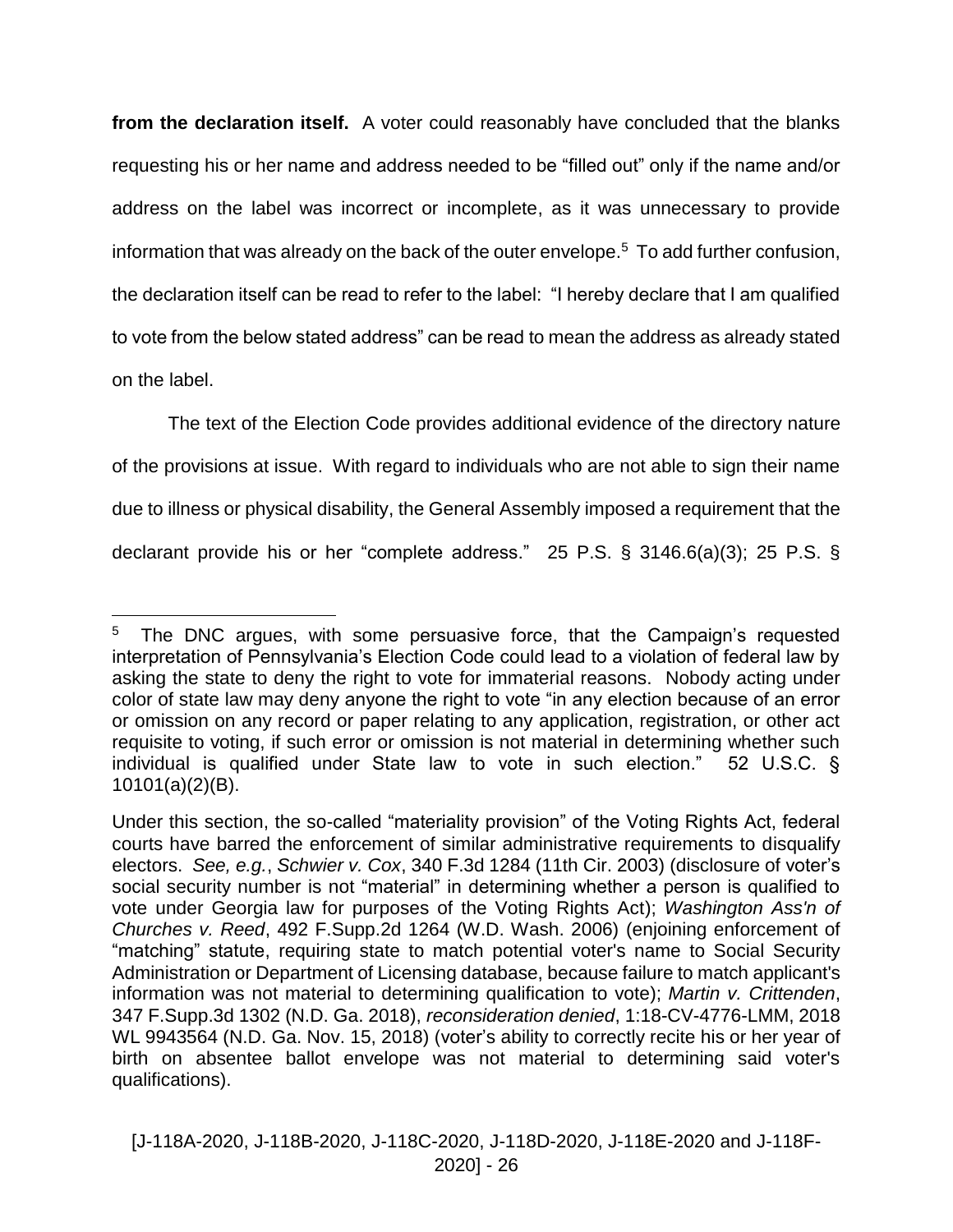**from the declaration itself.** A voter could reasonably have concluded that the blanks requesting his or her name and address needed to be "filled out" only if the name and/or address on the label was incorrect or incomplete, as it was unnecessary to provide information that was already on the back of the outer envelope.[5] To add further confusion, the declaration itself can be read to refer to the label: "I hereby declare that I am qualified to vote from the below stated address" can be read to mean the address as already stated on the label.

The text of the Election Code provides additional evidence of the directory nature of the provisions at issue. With regard to individuals who are not able to sign their name due to illness or physical disability, the General Assembly imposed a requirement that the declarant provide his or her "complete address." 25 P.S. § 3146.6(a)(3); 25 P.S. §

---

[5] The DNC argues, with some persuasive force, that the Campaign's requested interpretation of Pennsylvania's Election Code could lead to a violation of federal law by asking the state to deny the right to vote for immaterial reasons. Nobody acting under color of state law may deny anyone the right to vote "in any election because of an error or omission on any record or paper relating to any application, registration, or other act requisite to voting, if such error or omission is not material in determining whether such individual is qualified under State law to vote in such election." 52 U.S.C. § 10101(a)(2)(B).

Under this section, the so-called "materiality provision" of the Voting Rights Act, federal courts have barred the enforcement of similar administrative requirements to disqualify electors. *See, e.g.*, *Schwier v. Cox*, 340 F.3d 1284 (11th Cir. 2003) (disclosure of voter's social security number is not "material" in determining whether a person is qualified to vote under Georgia law for purposes of the Voting Rights Act); *Washington Ass'n of Churches v. Reed*, 492 F.Supp.2d 1264 (W.D. Wash. 2006) (enjoining enforcement of "matching" statute, requiring state to match potential voter's name to Social Security Administration or Department of Licensing database, because failure to match applicant's information was not material to determining qualification to vote); *Martin v. Crittenden*, 347 F.Supp.3d 1302 (N.D. Ga. 2018), *reconsideration denied*, 1:18-CV-4776-LMM, 2018 WL 9943564 (N.D. Ga. Nov. 15, 2018) (voter's ability to correctly recite his or her year of birth on absentee ballot envelope was not material to determining said voter's qualifications).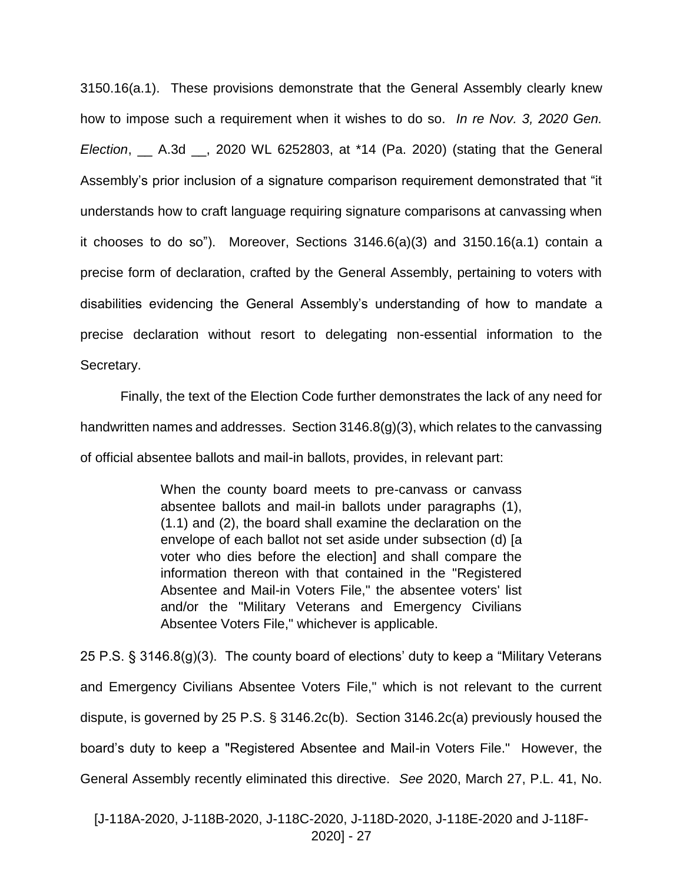3150.16(a.1). These provisions demonstrate that the General Assembly clearly knew how to impose such a requirement when it wishes to do so. *In re Nov. 3, 2020 Gen. Election*, __ A.3d __, 2020 WL 6252803, at *14 (Pa. 2020) (stating that the General Assembly's prior inclusion of a signature comparison requirement demonstrated that "it understands how to craft language requiring signature comparisons at canvassing when it chooses to do so"). Moreover, Sections 3146.6(a)(3) and 3150.16(a.1) contain a precise form of declaration, crafted by the General Assembly, pertaining to voters with disabilities evidencing the General Assembly's understanding of how to mandate a precise declaration without resort to delegating non-essential information to the Secretary.

Finally, the text of the Election Code further demonstrates the lack of any need for handwritten names and addresses. Section 3146.8(g)(3), which relates to the canvassing of official absentee ballots and mail-in ballots, provides, in relevant part:

> When the county board meets to pre-canvass or canvass absentee ballots and mail-in ballots under paragraphs (1), (1.1) and (2), the board shall examine the declaration on the envelope of each ballot not set aside under subsection (d) [a voter who dies before the election] and shall compare the information thereon with that contained in the "Registered Absentee and Mail-in Voters File," the absentee voters' list and/or the "Military Veterans and Emergency Civilians Absentee Voters File," whichever is applicable.

25 P.S. § 3146.8(g)(3). The county board of elections' duty to keep a "Military Veterans and Emergency Civilians Absentee Voters File," which is not relevant to the current dispute, is governed by 25 P.S. § 3146.2c(b). Section 3146.2c(a) previously housed the board's duty to keep a "Registered Absentee and Mail-in Voters File." However, the General Assembly recently eliminated this directive. *See* 2020, March 27, P.L. 41, No.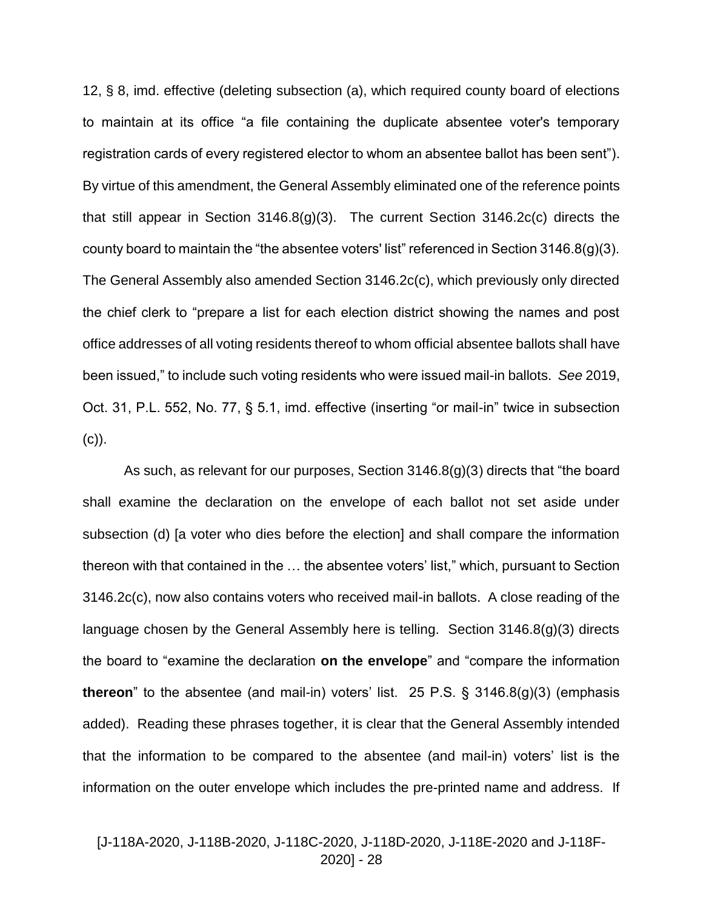12, § 8, imd. effective (deleting subsection (a), which required county board of elections to maintain at its office "a file containing the duplicate absentee voter's temporary registration cards of every registered elector to whom an absentee ballot has been sent"). By virtue of this amendment, the General Assembly eliminated one of the reference points that still appear in Section 3146.8(g)(3). The current Section 3146.2c(c) directs the county board to maintain the "the absentee voters' list" referenced in Section 3146.8(g)(3). The General Assembly also amended Section 3146.2c(c), which previously only directed the chief clerk to "prepare a list for each election district showing the names and post office addresses of all voting residents thereof to whom official absentee ballots shall have been issued," to include such voting residents who were issued mail-in ballots. *See* 2019, Oct. 31, P.L. 552, No. 77, § 5.1, imd. effective (inserting "or mail-in" twice in subsection (c)).

As such, as relevant for our purposes, Section 3146.8(g)(3) directs that "the board shall examine the declaration on the envelope of each ballot not set aside under subsection (d) [a voter who dies before the election] and shall compare the information thereon with that contained in the … the absentee voters' list," which, pursuant to Section 3146.2c(c), now also contains voters who received mail-in ballots. A close reading of the language chosen by the General Assembly here is telling. Section 3146.8(g)(3) directs the board to "examine the declaration **on the envelope**" and "compare the information **thereon**" to the absentee (and mail-in) voters' list. 25 P.S. § 3146.8(g)(3) (emphasis added). Reading these phrases together, it is clear that the General Assembly intended that the information to be compared to the absentee (and mail-in) voters' list is the information on the outer envelope which includes the pre-printed name and address. If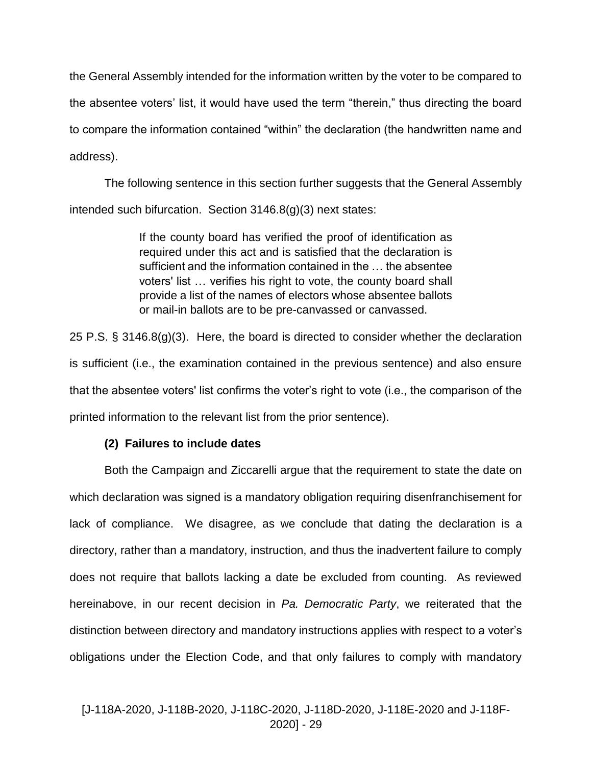the General Assembly intended for the information written by the voter to be compared to the absentee voters' list, it would have used the term "therein," thus directing the board to compare the information contained "within" the declaration (the handwritten name and address).

The following sentence in this section further suggests that the General Assembly intended such bifurcation. Section 3146.8(g)(3) next states:

> If the county board has verified the proof of identification as required under this act and is satisfied that the declaration is sufficient and the information contained in the … the absentee voters' list … verifies his right to vote, the county board shall provide a list of the names of electors whose absentee ballots or mail-in ballots are to be pre-canvassed or canvassed.

25 P.S. § 3146.8(g)(3). Here, the board is directed to consider whether the declaration is sufficient (i.e., the examination contained in the previous sentence) and also ensure that the absentee voters' list confirms the voter's right to vote (i.e., the comparison of the printed information to the relevant list from the prior sentence).

**(2) Failures to include dates**

Both the Campaign and Ziccarelli argue that the requirement to state the date on which declaration was signed is a mandatory obligation requiring disenfranchisement for lack of compliance. We disagree, as we conclude that dating the declaration is a directory, rather than a mandatory, instruction, and thus the inadvertent failure to comply does not require that ballots lacking a date be excluded from counting. As reviewed hereinabove, in our recent decision in *Pa. Democratic Party*, we reiterated that the distinction between directory and mandatory instructions applies with respect to a voter's obligations under the Election Code, and that only failures to comply with mandatory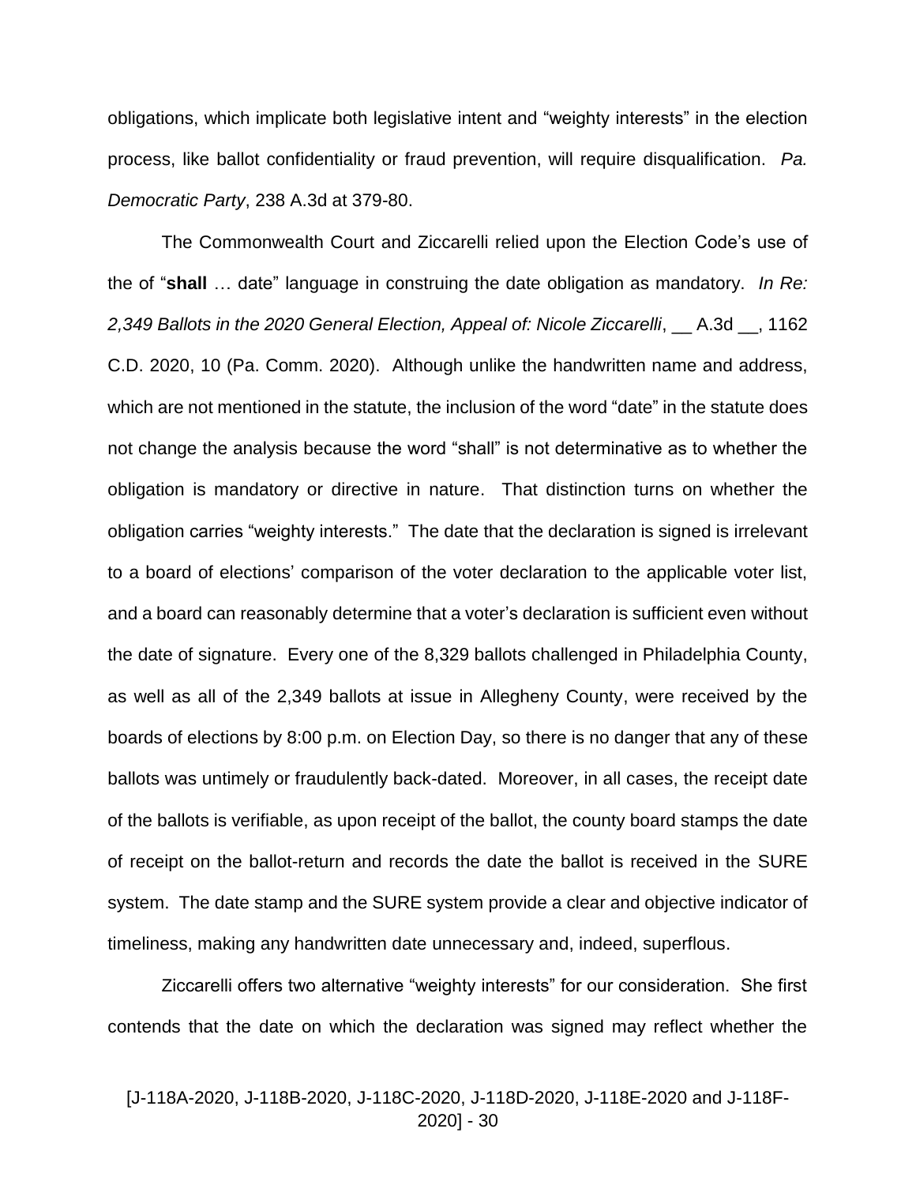obligations, which implicate both legislative intent and "weighty interests" in the election process, like ballot confidentiality or fraud prevention, will require disqualification. *Pa. Democratic Party*, 238 A.3d at 379-80.

The Commonwealth Court and Ziccarelli relied upon the Election Code's use of the of "**shall** … date" language in construing the date obligation as mandatory. *In Re: 2,349 Ballots in the 2020 General Election, Appeal of: Nicole Ziccarelli*, __ A.3d __, 1162 C.D. 2020, 10 (Pa. Comm. 2020). Although unlike the handwritten name and address, which are not mentioned in the statute, the inclusion of the word "date" in the statute does not change the analysis because the word "shall" is not determinative as to whether the obligation is mandatory or directive in nature. That distinction turns on whether the obligation carries "weighty interests." The date that the declaration is signed is irrelevant to a board of elections' comparison of the voter declaration to the applicable voter list, and a board can reasonably determine that a voter's declaration is sufficient even without the date of signature. Every one of the 8,329 ballots challenged in Philadelphia County, as well as all of the 2,349 ballots at issue in Allegheny County, were received by the boards of elections by 8:00 p.m. on Election Day, so there is no danger that any of these ballots was untimely or fraudulently back-dated. Moreover, in all cases, the receipt date of the ballots is verifiable, as upon receipt of the ballot, the county board stamps the date of receipt on the ballot-return and records the date the ballot is received in the SURE system. The date stamp and the SURE system provide a clear and objective indicator of timeliness, making any handwritten date unnecessary and, indeed, superflous.

Ziccarelli offers two alternative "weighty interests" for our consideration. She first contends that the date on which the declaration was signed may reflect whether the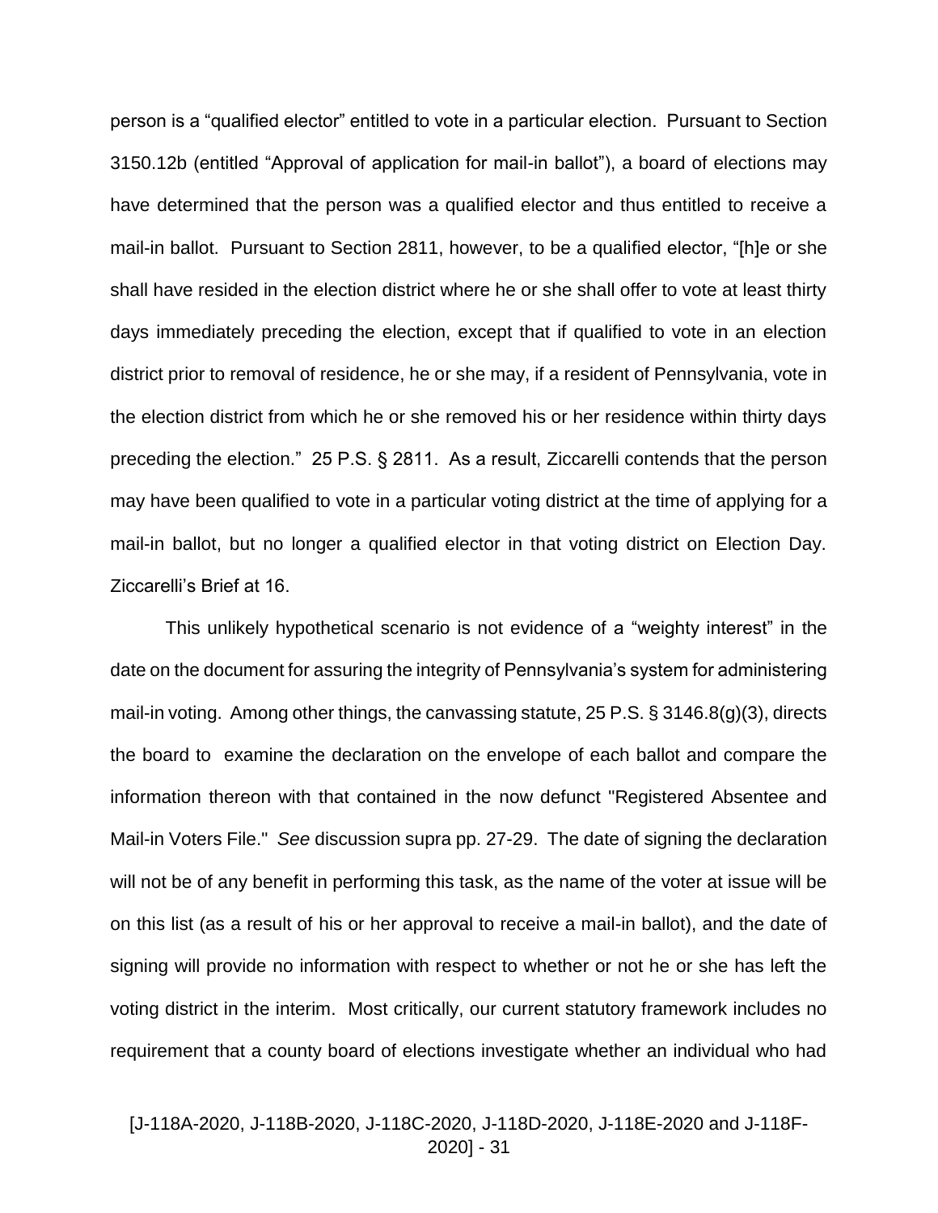person is a "qualified elector" entitled to vote in a particular election. Pursuant to Section 3150.12b (entitled "Approval of application for mail-in ballot"), a board of elections may have determined that the person was a qualified elector and thus entitled to receive a mail-in ballot. Pursuant to Section 2811, however, to be a qualified elector, "[h]e or she shall have resided in the election district where he or she shall offer to vote at least thirty days immediately preceding the election, except that if qualified to vote in an election district prior to removal of residence, he or she may, if a resident of Pennsylvania, vote in the election district from which he or she removed his or her residence within thirty days preceding the election." 25 P.S. § 2811. As a result, Ziccarelli contends that the person may have been qualified to vote in a particular voting district at the time of applying for a mail-in ballot, but no longer a qualified elector in that voting district on Election Day. Ziccarelli's Brief at 16.

This unlikely hypothetical scenario is not evidence of a "weighty interest" in the date on the document for assuring the integrity of Pennsylvania's system for administering mail-in voting. Among other things, the canvassing statute, 25 P.S. § 3146.8(g)(3), directs the board to examine the declaration on the envelope of each ballot and compare the information thereon with that contained in the now defunct "Registered Absentee and Mail-in Voters File." *See* discussion supra pp. 27-29. The date of signing the declaration will not be of any benefit in performing this task, as the name of the voter at issue will be on this list (as a result of his or her approval to receive a mail-in ballot), and the date of signing will provide no information with respect to whether or not he or she has left the voting district in the interim. Most critically, our current statutory framework includes no requirement that a county board of elections investigate whether an individual who had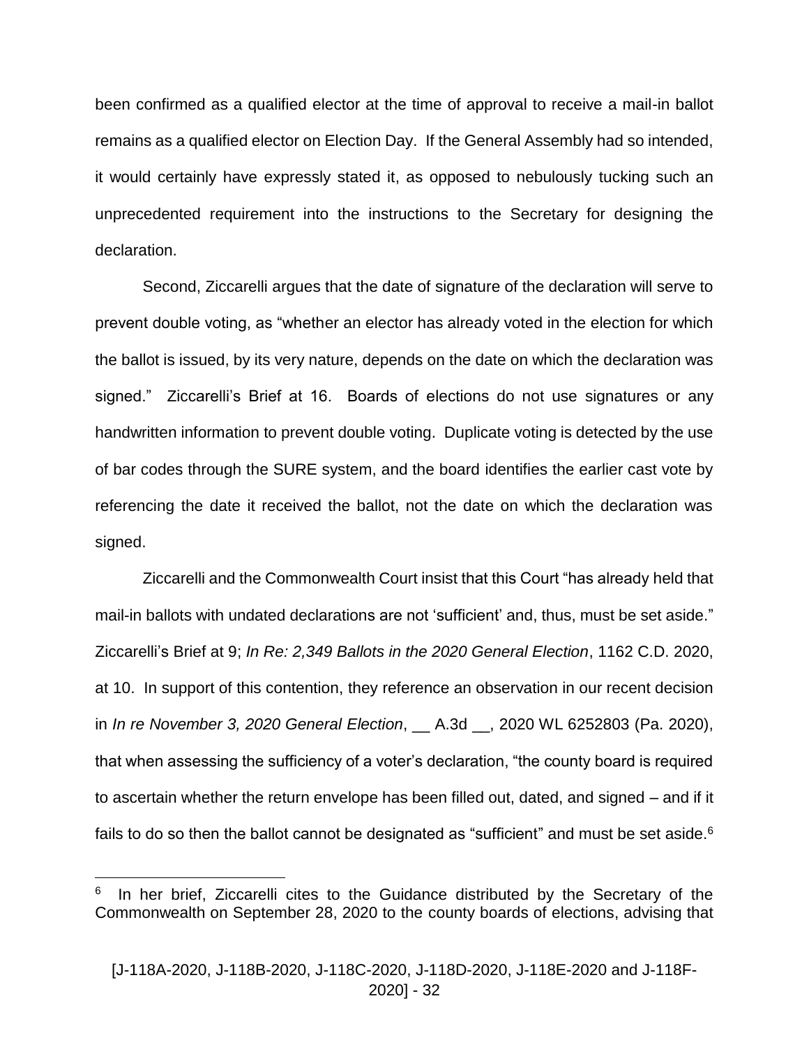been confirmed as a qualified elector at the time of approval to receive a mail-in ballot remains as a qualified elector on Election Day. If the General Assembly had so intended, it would certainly have expressly stated it, as opposed to nebulously tucking such an unprecedented requirement into the instructions to the Secretary for designing the declaration.

Second, Ziccarelli argues that the date of signature of the declaration will serve to prevent double voting, as "whether an elector has already voted in the election for which the ballot is issued, by its very nature, depends on the date on which the declaration was signed." Ziccarelli's Brief at 16. Boards of elections do not use signatures or any handwritten information to prevent double voting. Duplicate voting is detected by the use of bar codes through the SURE system, and the board identifies the earlier cast vote by referencing the date it received the ballot, not the date on which the declaration was signed.

Ziccarelli and the Commonwealth Court insist that this Court "has already held that mail-in ballots with undated declarations are not 'sufficient' and, thus, must be set aside." Ziccarelli's Brief at 9; *In Re: 2,349 Ballots in the 2020 General Election*, 1162 C.D. 2020, at 10. In support of this contention, they reference an observation in our recent decision in *In re November 3, 2020 General Election*, __ A.3d __, 2020 WL 6252803 (Pa. 2020), that when assessing the sufficiency of a voter's declaration, "the county board is required to ascertain whether the return envelope has been filled out, dated, and signed – and if it fails to do so then the ballot cannot be designated as "sufficient" and must be set aside.[6]

---

[6] In her brief, Ziccarelli cites to the Guidance distributed by the Secretary of the Commonwealth on September 28, 2020 to the county boards of elections, advising that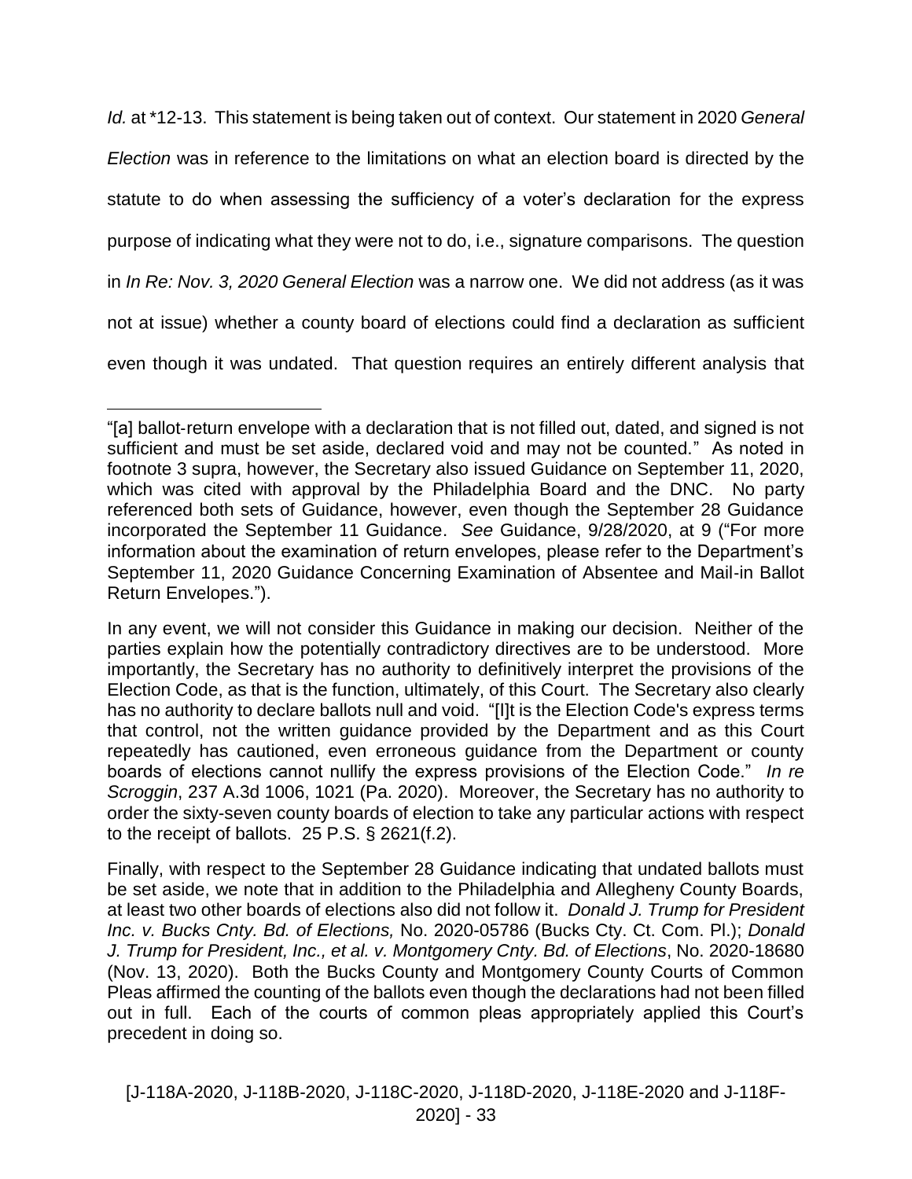*Id.* at *12-13. This statement is being taken out of context. Our statement in 2020 *General Election* was in reference to the limitations on what an election board is directed by the statute to do when assessing the sufficiency of a voter's declaration for the express purpose of indicating what they were not to do, i.e., signature comparisons. The question in *In Re: Nov. 3, 2020 General Election* was a narrow one. We did not address (as it was not at issue) whether a county board of elections could find a declaration as sufficient even though it was undated. That question requires an entirely different analysis that

---

"[a] ballot-return envelope with a declaration that is not filled out, dated, and signed is not sufficient and must be set aside, declared void and may not be counted." As noted in footnote 3 supra, however, the Secretary also issued Guidance on September 11, 2020, which was cited with approval by the Philadelphia Board and the DNC. No party referenced both sets of Guidance, however, even though the September 28 Guidance incorporated the September 11 Guidance. *See* Guidance, 9/28/2020, at 9 ("For more information about the examination of return envelopes, please refer to the Department's September 11, 2020 Guidance Concerning Examination of Absentee and Mail-in Ballot Return Envelopes.").

In any event, we will not consider this Guidance in making our decision. Neither of the parties explain how the potentially contradictory directives are to be understood. More importantly, the Secretary has no authority to definitively interpret the provisions of the Election Code, as that is the function, ultimately, of this Court. The Secretary also clearly has no authority to declare ballots null and void. "[I]t is the Election Code's express terms that control, not the written guidance provided by the Department and as this Court repeatedly has cautioned, even erroneous guidance from the Department or county boards of elections cannot nullify the express provisions of the Election Code." *In re Scroggin*, 237 A.3d 1006, 1021 (Pa. 2020). Moreover, the Secretary has no authority to order the sixty-seven county boards of election to take any particular actions with respect to the receipt of ballots. 25 P.S. § 2621(f.2).

Finally, with respect to the September 28 Guidance indicating that undated ballots must be set aside, we note that in addition to the Philadelphia and Allegheny County Boards, at least two other boards of elections also did not follow it. *Donald J. Trump for President Inc. v. Bucks Cnty. Bd. of Elections,* No. 2020-05786 (Bucks Cty. Ct. Com. Pl.); *Donald J. Trump for President, Inc., et al. v. Montgomery Cnty. Bd. of Elections*, No. 2020-18680 (Nov. 13, 2020). Both the Bucks County and Montgomery County Courts of Common Pleas affirmed the counting of the ballots even though the declarations had not been filled out in full. Each of the courts of common pleas appropriately applied this Court's precedent in doing so.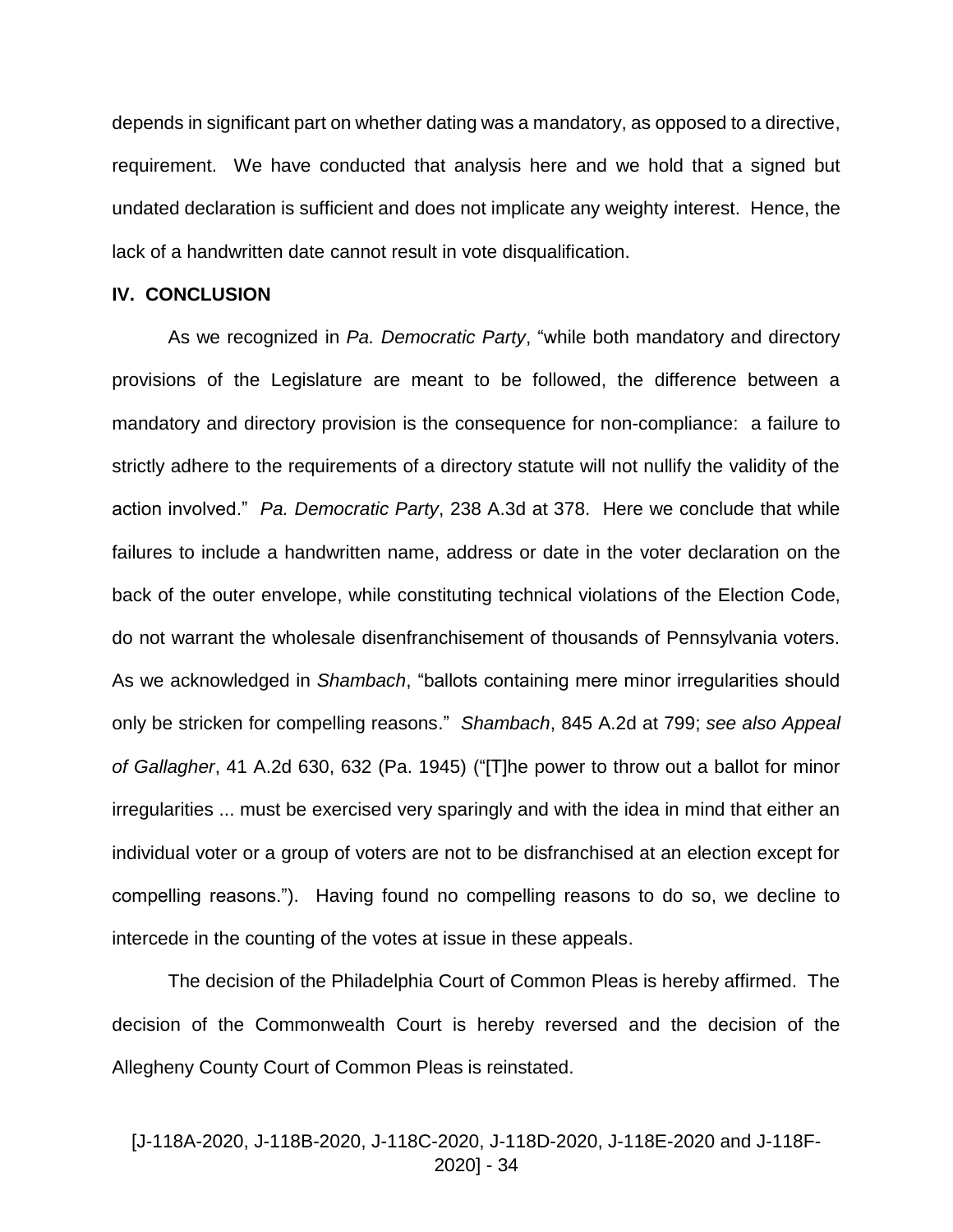depends in significant part on whether dating was a mandatory, as opposed to a directive, requirement. We have conducted that analysis here and we hold that a signed but undated declaration is sufficient and does not implicate any weighty interest. Hence, the lack of a handwritten date cannot result in vote disqualification.

## IV. CONCLUSION

As we recognized in *Pa. Democratic Party*, "while both mandatory and directory provisions of the Legislature are meant to be followed, the difference between a mandatory and directory provision is the consequence for non-compliance: a failure to strictly adhere to the requirements of a directory statute will not nullify the validity of the action involved." *Pa. Democratic Party*, 238 A.3d at 378. Here we conclude that while failures to include a handwritten name, address or date in the voter declaration on the back of the outer envelope, while constituting technical violations of the Election Code, do not warrant the wholesale disenfranchisement of thousands of Pennsylvania voters. As we acknowledged in *Shambach*, "ballots containing mere minor irregularities should only be stricken for compelling reasons." *Shambach*, 845 A.2d at 799; *see also Appeal of Gallagher*, 41 A.2d 630, 632 (Pa. 1945) ("[T]he power to throw out a ballot for minor irregularities ... must be exercised very sparingly and with the idea in mind that either an individual voter or a group of voters are not to be disfranchised at an election except for compelling reasons."). Having found no compelling reasons to do so, we decline to intercede in the counting of the votes at issue in these appeals.

The decision of the Philadelphia Court of Common Pleas is hereby affirmed. The decision of the Commonwealth Court is hereby reversed and the decision of the Allegheny County Court of Common Pleas is reinstated.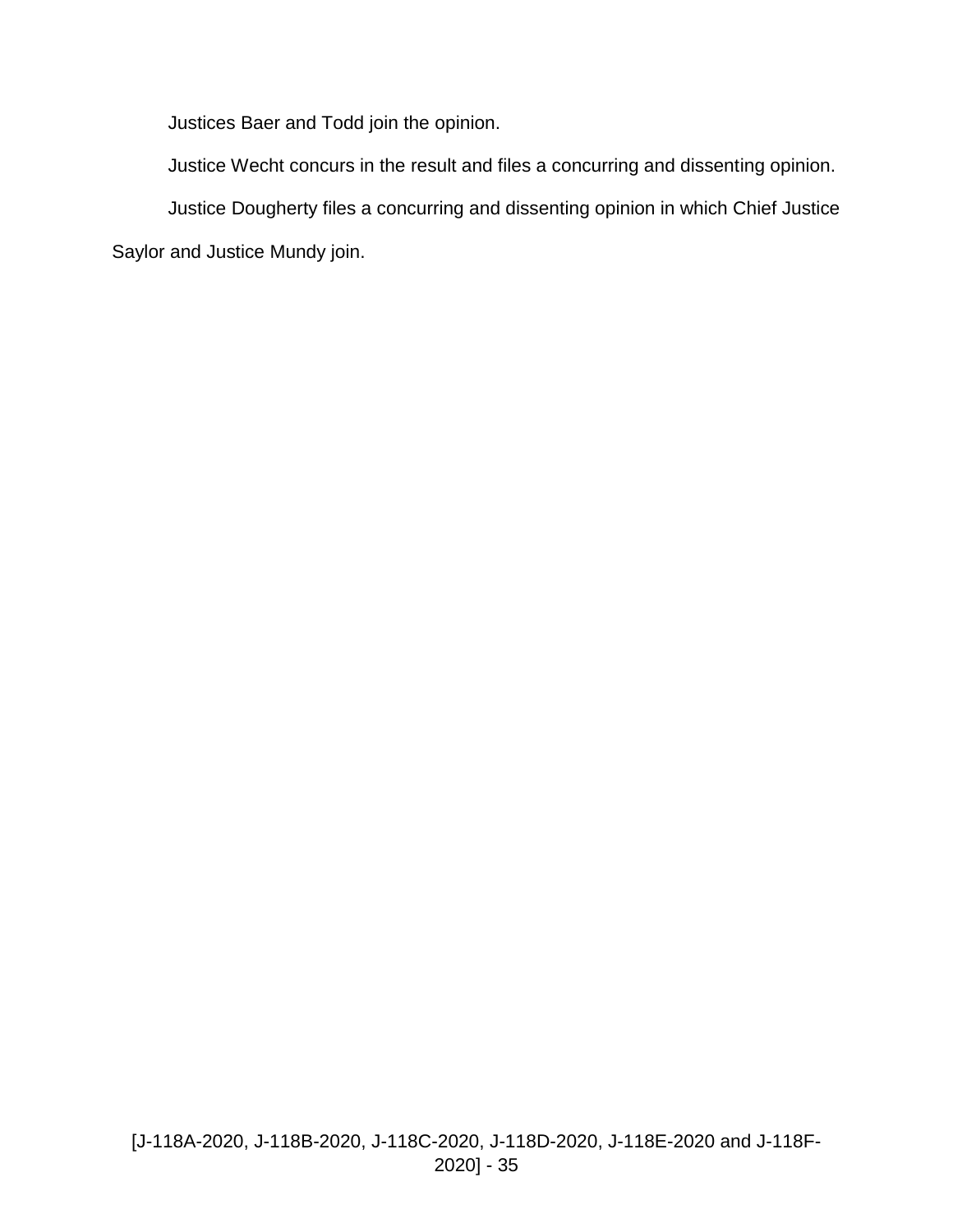Justices Baer and Todd join the opinion.

Justice Wecht concurs in the result and files a concurring and dissenting opinion.

Justice Dougherty files a concurring and dissenting opinion in which Chief Justice Saylor and Justice Mundy join.